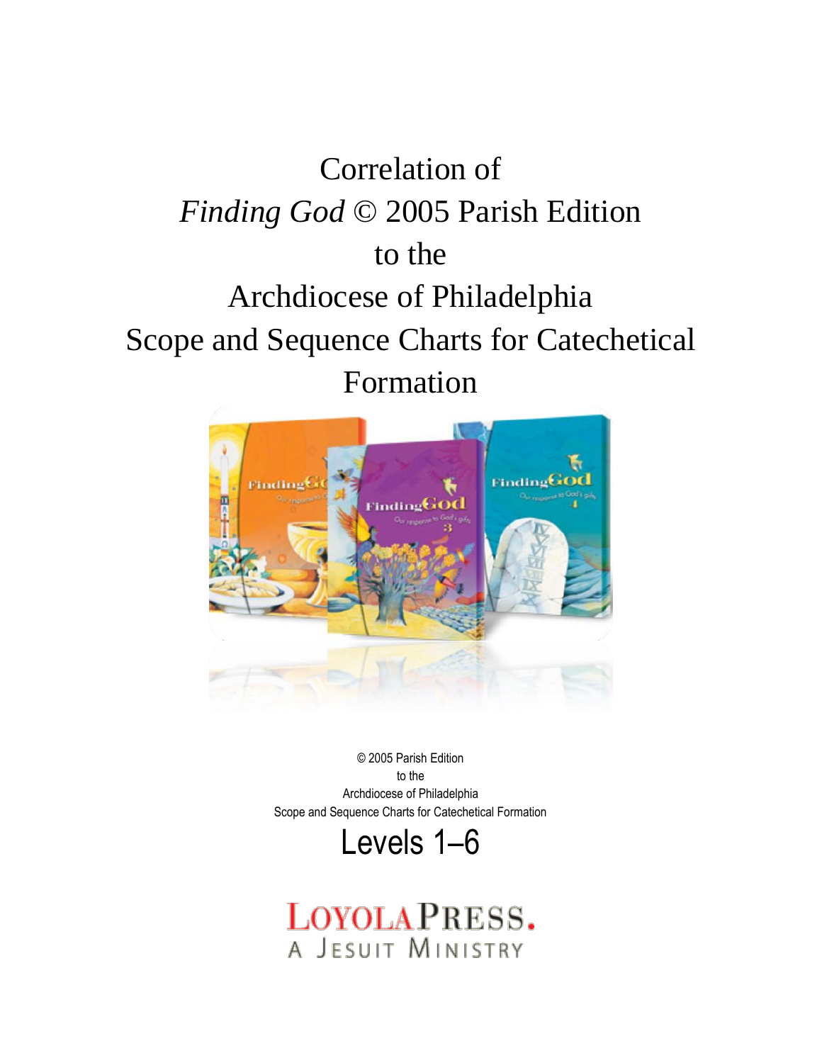# Correlation of *Finding God* © 2005 Parish Edition to the Archdiocese of Philadelphia Scope and Sequence Charts for Catechetical Formation

© 2005 Parish Edition
to the
Archdiocese of Philadelphia
Scope and Sequence Charts for Catechetical Formation

## Levels 1–6

LOYOLA PRESS.
A JESUIT MINISTRY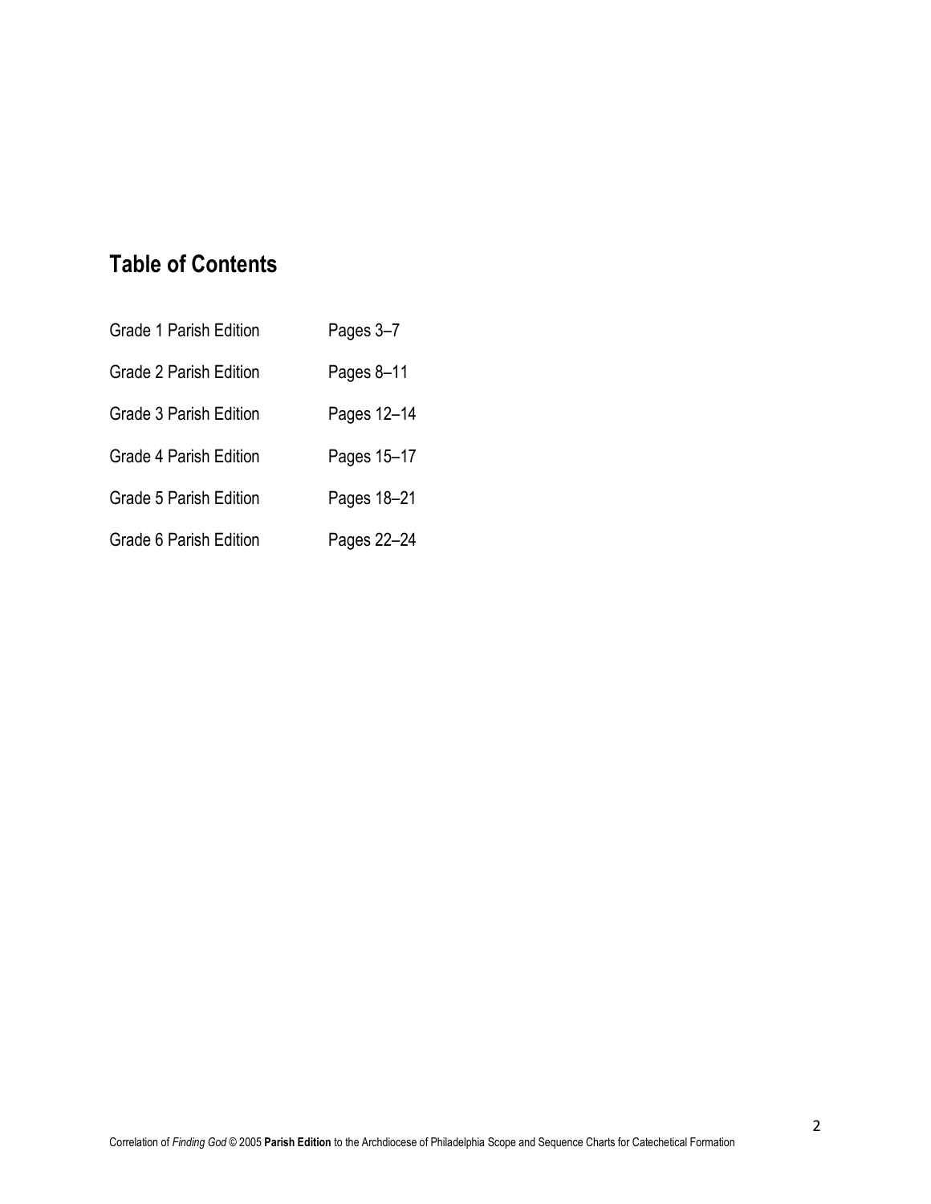## Table of Contents

| | |
|---|---|
| Grade 1 Parish Edition | Pages 3–7 |
| Grade 2 Parish Edition | Pages 8–11 |
| Grade 3 Parish Edition | Pages 12–14 |
| Grade 4 Parish Edition | Pages 15–17 |
| Grade 5 Parish Edition | Pages 18–21 |
| Grade 6 Parish Edition | Pages 22–24 |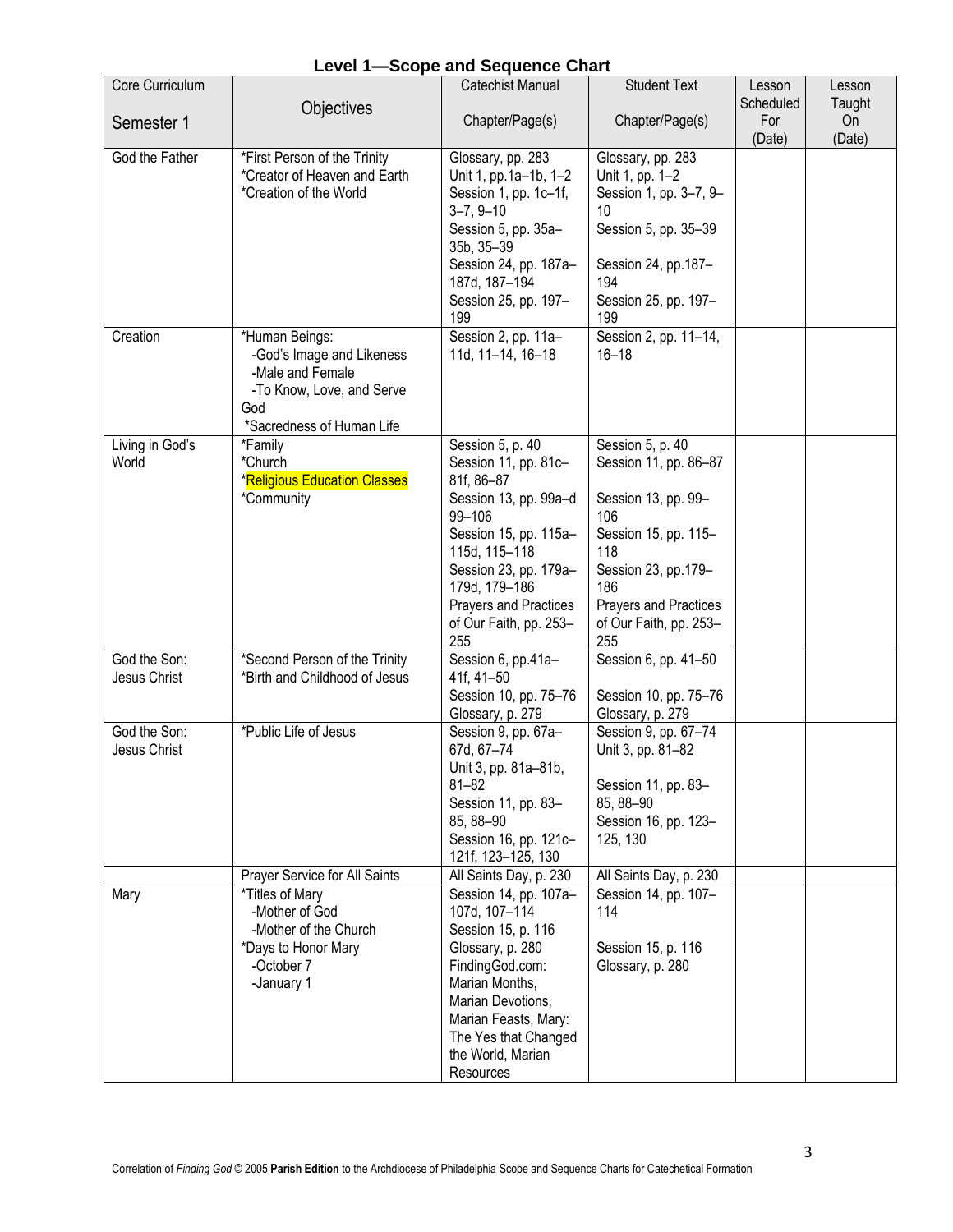# Level 1—Scope and Sequence Chart

| Core Curriculum<br>Semester 1 | Objectives | Catechist Manual<br>Chapter/Page(s) | Student Text<br>Chapter/Page(s) | Lesson Scheduled For (Date) | Lesson Taught On (Date) |
|---|---|---|---|---|---|
| God the Father | *First Person of the Trinity<br>*Creator of Heaven and Earth<br>*Creation of the World | Glossary, pp. 283<br>Unit 1, pp.1a–1b, 1–2<br>Session 1, pp. 1c–1f, 3–7, 9–10<br>Session 5, pp. 35a–35b, 35–39<br>Session 24, pp. 187a–187d, 187–194<br>Session 25, pp. 197–199 | Glossary, pp. 283<br>Unit 1, pp. 1–2<br>Session 1, pp. 3–7, 9–10<br>Session 5, pp. 35–39<br>Session 24, pp.187–194<br>Session 25, pp. 197–199 | | |
| Creation | *Human Beings:<br>-God's Image and Likeness<br>-Male and Female<br>-To Know, Love, and Serve God<br>*Sacredness of Human Life | Session 2, pp. 11a–11d, 11–14, 16–18 | Session 2, pp. 11–14, 16–18 | | |
| Living in God's World | *Family<br>*Church<br>*Religious Education Classes<br>*Community | Session 5, p. 40<br>Session 11, pp. 81c–81f, 86–87<br>Session 13, pp. 99a–d 99–106<br>Session 15, pp. 115a–115d, 115–118<br>Session 23, pp. 179a–179d, 179–186<br>Prayers and Practices of Our Faith, pp. 253–255 | Session 5, p. 40<br>Session 11, pp. 86–87<br>Session 13, pp. 99–106<br>Session 15, pp. 115–118<br>Session 23, pp.179–186<br>Prayers and Practices of Our Faith, pp. 253–255 | | |
| God the Son: Jesus Christ | *Second Person of the Trinity<br>*Birth and Childhood of Jesus | Session 6, pp.41a–41f, 41–50<br>Session 10, pp. 75–76<br>Glossary, p. 279 | Session 6, pp. 41–50<br>Session 10, pp. 75–76<br>Glossary, p. 279 | | |
| God the Son: Jesus Christ | *Public Life of Jesus | Session 9, pp. 67a–67d, 67–74<br>Unit 3, pp. 81a–81b, 81–82<br>Session 11, pp. 83–85, 88–90<br>Session 16, pp. 121c–121f, 123–125, 130 | Session 9, pp. 67–74<br>Unit 3, pp. 81–82<br>Session 11, pp. 83–85, 88–90<br>Session 16, pp. 123–125, 130 | | |
| | Prayer Service for All Saints | All Saints Day, p. 230 | All Saints Day, p. 230 | | |
| Mary | *Titles of Mary<br>-Mother of God<br>-Mother of the Church<br>*Days to Honor Mary<br>-October 7<br>-January 1 | Session 14, pp. 107a–107d, 107–114<br>Session 15, p. 116<br>Glossary, p. 280<br>FindingGod.com: Marian Months, Marian Devotions, Marian Feasts, Mary: The Yes that Changed the World, Marian Resources | Session 14, pp. 107–114<br>Session 15, p. 116<br>Glossary, p. 280 | | |

Correlation of *Finding God* © 2005 **Parish Edition** to the Archdiocese of Philadelphia Scope and Sequence Charts for Catechetical Formation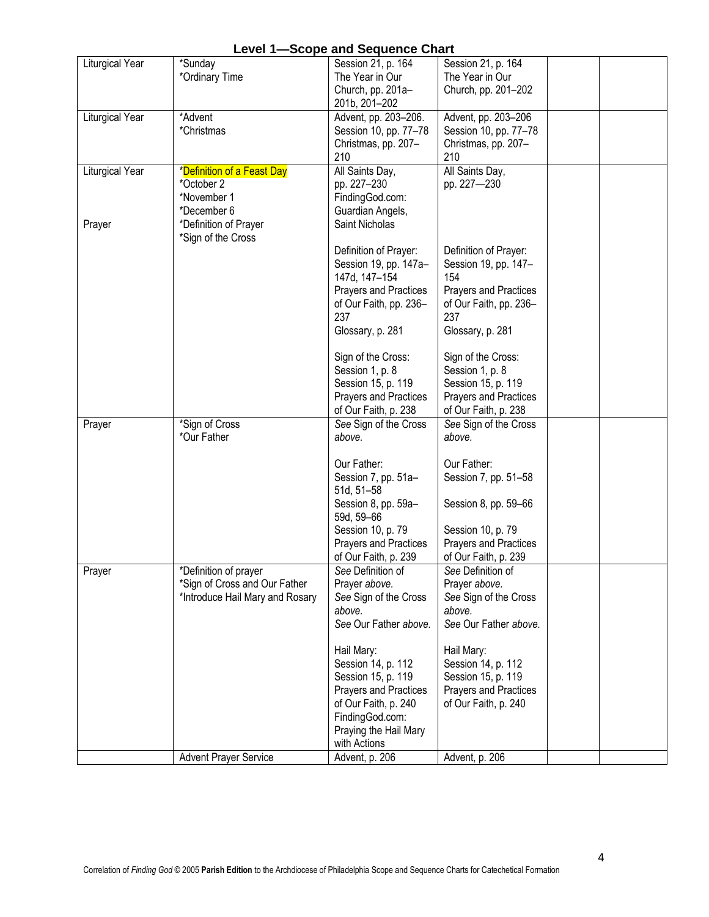## Level 1—Scope and Sequence Chart

| | | | | | |
|---|---|---|---|---|---|
| Liturgical Year | *Sunday<br>*Ordinary Time | Session 21, p. 164<br>The Year in Our Church, pp. 201a–201b, 201–202 | Session 21, p. 164<br>The Year in Our Church, pp. 201–202 | | |
| Liturgical Year | *Advent<br>*Christmas | Advent, pp. 203–206.<br>Session 10, pp. 77–78<br>Christmas, pp. 207–210 | Advent, pp. 203–206<br>Session 10, pp. 77–78<br>Christmas, pp. 207–210 | | |
| Liturgical Year<br><br><br><br>Prayer | *Definition of a Feast Day<br>*October 2<br>*November 1<br>*December 6<br>*Definition of Prayer<br>*Sign of the Cross | All Saints Day, pp. 227–230<br>FindingGod.com: Guardian Angels, Saint Nicholas<br><br>Definition of Prayer: Session 19, pp. 147a–147d, 147–154<br>Prayers and Practices of Our Faith, pp. 236–237<br>Glossary, p. 281<br><br>Sign of the Cross: Session 1, p. 8<br>Session 15, p. 119<br>Prayers and Practices of Our Faith, p. 238 | All Saints Day, pp. 227—230<br><br><br><br>Definition of Prayer: Session 19, pp. 147–154<br>Prayers and Practices of Our Faith, pp. 236–237<br>Glossary, p. 281<br><br>Sign of the Cross: Session 1, p. 8<br>Session 15, p. 119<br>Prayers and Practices of Our Faith, p. 238 | | |
| Prayer | *Sign of Cross<br>*Our Father | *See* Sign of the Cross *above.*<br><br>Our Father: Session 7, pp. 51a–51d, 51–58<br>Session 8, pp. 59a–59d, 59–66<br>Session 10, p. 79<br>Prayers and Practices of Our Faith, p. 239 | *See* Sign of the Cross *above.*<br><br>Our Father: Session 7, pp. 51–58<br>Session 8, pp. 59–66<br>Session 10, p. 79<br>Prayers and Practices of Our Faith, p. 239 | | |
| Prayer | *Definition of prayer<br>*Sign of Cross and Our Father<br>*Introduce Hail Mary and Rosary | *See* Definition of Prayer *above.*<br>*See* Sign of the Cross *above.*<br>*See* Our Father *above.*<br><br>Hail Mary: Session 14, p. 112<br>Session 15, p. 119<br>Prayers and Practices of Our Faith, p. 240<br>FindingGod.com: Praying the Hail Mary with Actions | *See* Definition of Prayer *above.*<br>*See* Sign of the Cross *above.*<br>*See* Our Father *above.*<br><br>Hail Mary: Session 14, p. 112<br>Session 15, p. 119<br>Prayers and Practices of Our Faith, p. 240 | | |
| | Advent Prayer Service | Advent, p. 206 | Advent, p. 206 | | |

Correlation of *Finding God* © 2005 **Parish Edition** to the Archdiocese of Philadelphia Scope and Sequence Charts for Catechetical Formation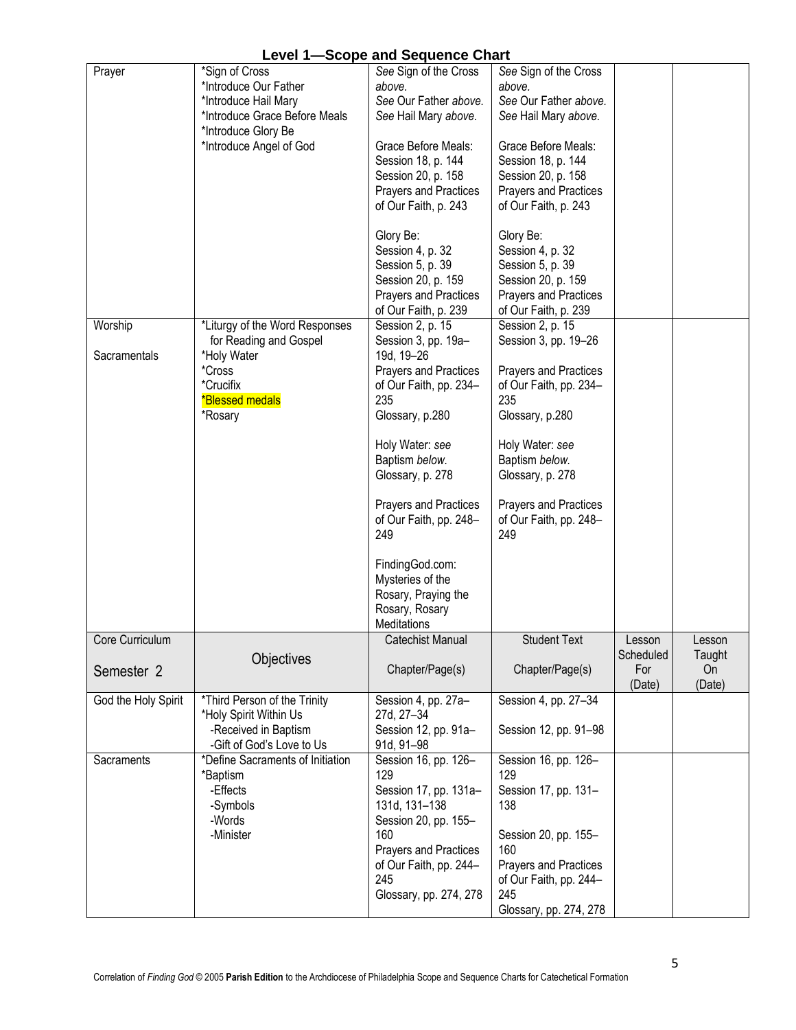# Level 1—Scope and Sequence Chart

| | | | | | |
|---|---|---|---|---|---|
| Prayer | *Sign of Cross<br>*Introduce Our Father<br>*Introduce Hail Mary<br>*Introduce Grace Before Meals<br>*Introduce Glory Be<br>*Introduce Angel of God | *See* Sign of the Cross *above.*<br>*See* Our Father *above.*<br>*See* Hail Mary *above.*<br><br>Grace Before Meals:<br>Session 18, p. 144<br>Session 20, p. 158<br>Prayers and Practices of Our Faith, p. 243<br><br>Glory Be:<br>Session 4, p. 32<br>Session 5, p. 39<br>Session 20, p. 159<br>Prayers and Practices of Our Faith, p. 239 | *See* Sign of the Cross *above.*<br>*See* Our Father *above.*<br>*See* Hail Mary *above.*<br><br>Grace Before Meals:<br>Session 18, p. 144<br>Session 20, p. 158<br>Prayers and Practices of Our Faith, p. 243<br><br>Glory Be:<br>Session 4, p. 32<br>Session 5, p. 39<br>Session 20, p. 159<br>Prayers and Practices of Our Faith, p. 239 | | |
| Worship<br><br>Sacramentals | *Liturgy of the Word Responses for Reading and Gospel<br>*Holy Water<br>*Cross<br>*Crucifix<br>*Blessed medals<br>*Rosary | Session 2, p. 15<br>Session 3, pp. 19a–19d, 19–26<br>Prayers and Practices of Our Faith, pp. 234–235<br>Glossary, p.280<br><br>Holy Water: *see* Baptism *below.*<br>Glossary, p. 278<br><br>Prayers and Practices of Our Faith, pp. 248–249<br><br>FindingGod.com: Mysteries of the Rosary, Praying the Rosary, Rosary Meditations | Session 2, p. 15<br>Session 3, pp. 19–26<br><br>Prayers and Practices of Our Faith, pp. 234–235<br>Glossary, p.280<br><br>Holy Water: *see* Baptism *below.*<br>Glossary, p. 278<br><br>Prayers and Practices of Our Faith, pp. 248–249 | | |
| Core Curriculum<br><br>Semester 2 | Objectives | Catechist Manual<br><br>Chapter/Page(s) | Student Text<br><br>Chapter/Page(s) | Lesson Scheduled For (Date) | Lesson Taught On (Date) |
| God the Holy Spirit | *Third Person of the Trinity<br>*Holy Spirit Within Us<br>-Received in Baptism<br>-Gift of God's Love to Us | Session 4, pp. 27a–27d, 27–34<br>Session 12, pp. 91a–91d, 91–98 | Session 4, pp. 27–34<br><br>Session 12, pp. 91–98 | | |
| Sacraments | *Define Sacraments of Initiation<br>*Baptism<br>-Effects<br>-Symbols<br>-Words<br>-Minister | Session 16, pp. 126–129<br>Session 17, pp. 131a–131d, 131–138<br>Session 20, pp. 155–160<br>Prayers and Practices of Our Faith, pp. 244–245<br>Glossary, pp. 274, 278 | Session 16, pp. 126–129<br>Session 17, pp. 131–138<br><br>Session 20, pp. 155–160<br>Prayers and Practices of Our Faith, pp. 244–245<br>Glossary, pp. 274, 278 | | |

Correlation of *Finding God* © 2005 **Parish Edition** to the Archdiocese of Philadelphia Scope and Sequence Charts for Catechetical Formation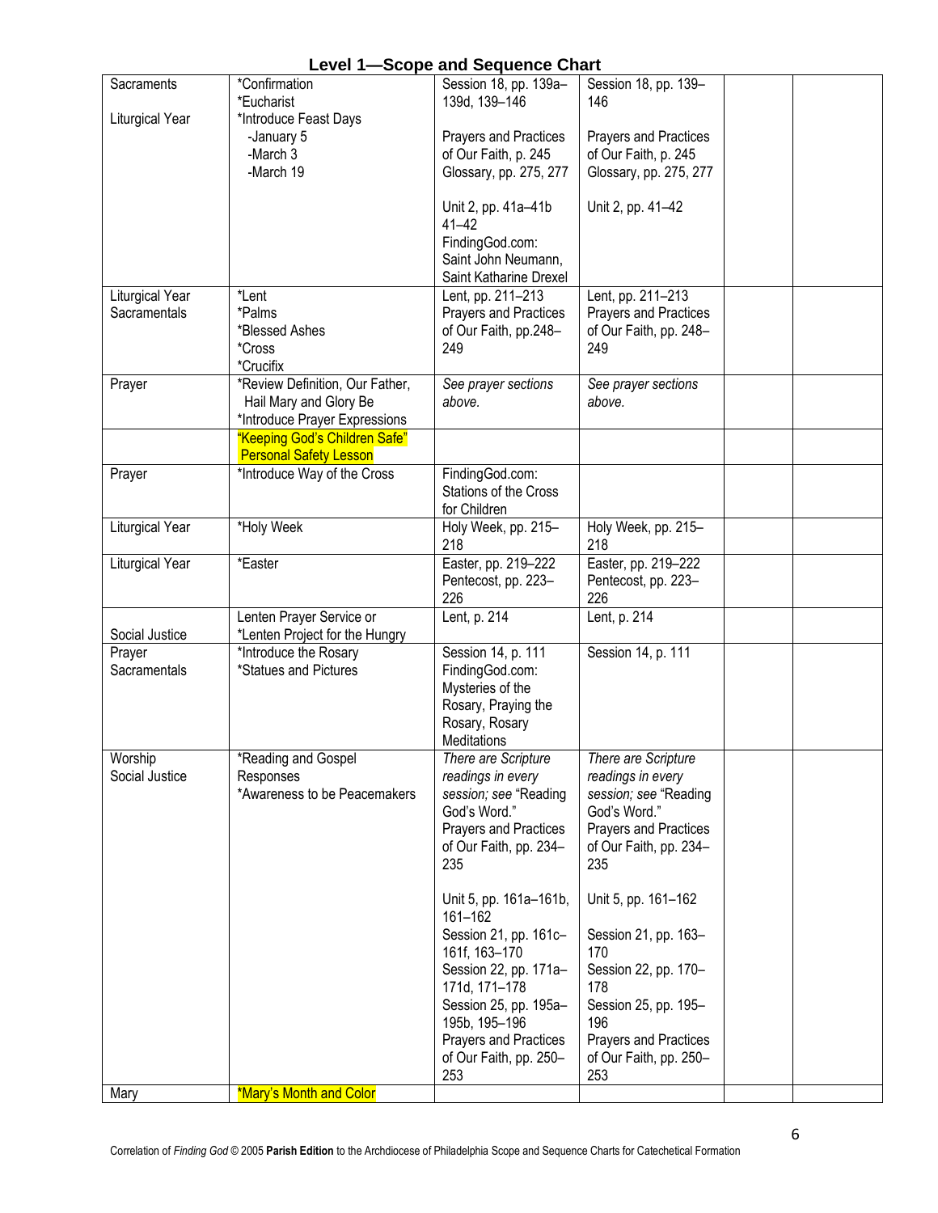## Level 1—Scope and Sequence Chart

| | | | | | |
|---|---|---|---|---|---|
| Sacraments<br><br>Liturgical Year | *Confirmation<br>*Eucharist<br>*Introduce Feast Days<br>-January 5<br>-March 3<br>-March 19 | Session 18, pp. 139a–139d, 139–146<br><br>Prayers and Practices of Our Faith, p. 245<br>Glossary, pp. 275, 277<br><br>Unit 2, pp. 41a–41b 41–42<br>FindingGod.com: Saint John Neumann, Saint Katharine Drexel | Session 18, pp. 139–146<br><br>Prayers and Practices of Our Faith, p. 245<br>Glossary, pp. 275, 277<br><br>Unit 2, pp. 41–42 | | |
| Liturgical Year<br>Sacramentals | *Lent<br>*Palms<br>*Blessed Ashes<br>*Cross<br>*Crucifix | Lent, pp. 211–213<br>Prayers and Practices of Our Faith, pp.248–249 | Lent, pp. 211–213<br>Prayers and Practices of Our Faith, pp. 248–249 | | |
| Prayer | *Review Definition, Our Father, Hail Mary and Glory Be<br>*Introduce Prayer Expressions | *See prayer sections above.* | *See prayer sections above.* | | |
| | "Keeping God's Children Safe" Personal Safety Lesson | | | | |
| Prayer | *Introduce Way of the Cross | FindingGod.com: Stations of the Cross for Children | | | |
| Liturgical Year | *Holy Week | Holy Week, pp. 215–218 | Holy Week, pp. 215–218 | | |
| Liturgical Year | *Easter | Easter, pp. 219–222<br>Pentecost, pp. 223–226 | Easter, pp. 219–222<br>Pentecost, pp. 223–226 | | |
| Social Justice | Lenten Prayer Service or<br>*Lenten Project for the Hungry | Lent, p. 214 | Lent, p. 214 | | |
| Prayer<br>Sacramentals | *Introduce the Rosary<br>*Statues and Pictures | Session 14, p. 111<br>FindingGod.com: Mysteries of the Rosary, Praying the Rosary, Rosary Meditations | Session 14, p. 111 | | |
| Worship<br>Social Justice | *Reading and Gospel Responses<br>*Awareness to be Peacemakers | *There are Scripture readings in every session; see* "Reading God's Word."<br>Prayers and Practices of Our Faith, pp. 234–235<br><br>Unit 5, pp. 161a–161b, 161–162<br>Session 21, pp. 161c–161f, 163–170<br>Session 22, pp. 171a–171d, 171–178<br>Session 25, pp. 195a–195b, 195–196<br>Prayers and Practices of Our Faith, pp. 250–253 | *There are Scripture readings in every session; see* "Reading God's Word."<br>Prayers and Practices of Our Faith, pp. 234–235<br><br>Unit 5, pp. 161–162<br><br>Session 21, pp. 163–170<br>Session 22, pp. 170–178<br>Session 25, pp. 195–196<br>Prayers and Practices of Our Faith, pp. 250–253 | | |
| Mary | *Mary's Month and Color | | | | |

Correlation of *Finding God* © 2005 **Parish Edition** to the Archdiocese of Philadelphia Scope and Sequence Charts for Catechetical Formation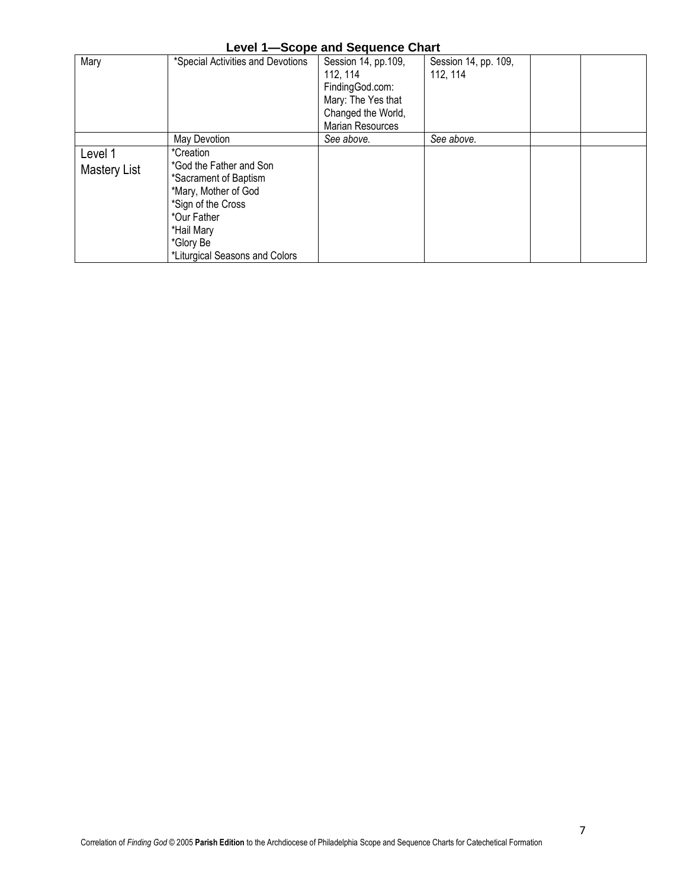## Level 1—Scope and Sequence Chart

| | | | | | |
|---|---|---|---|---|---|
| Mary | *Special Activities and Devotions | Session 14, pp.109, 112, 114<br>FindingGod.com: Mary: The Yes that Changed the World, Marian Resources | Session 14, pp. 109, 112, 114 | | |
| | May Devotion | *See above.* | *See above.* | | |
| Level 1 Mastery List | *Creation<br>*God the Father and Son<br>*Sacrament of Baptism<br>*Mary, Mother of God<br>*Sign of the Cross<br>*Our Father<br>*Hail Mary<br>*Glory Be<br>*Liturgical Seasons and Colors | | | | |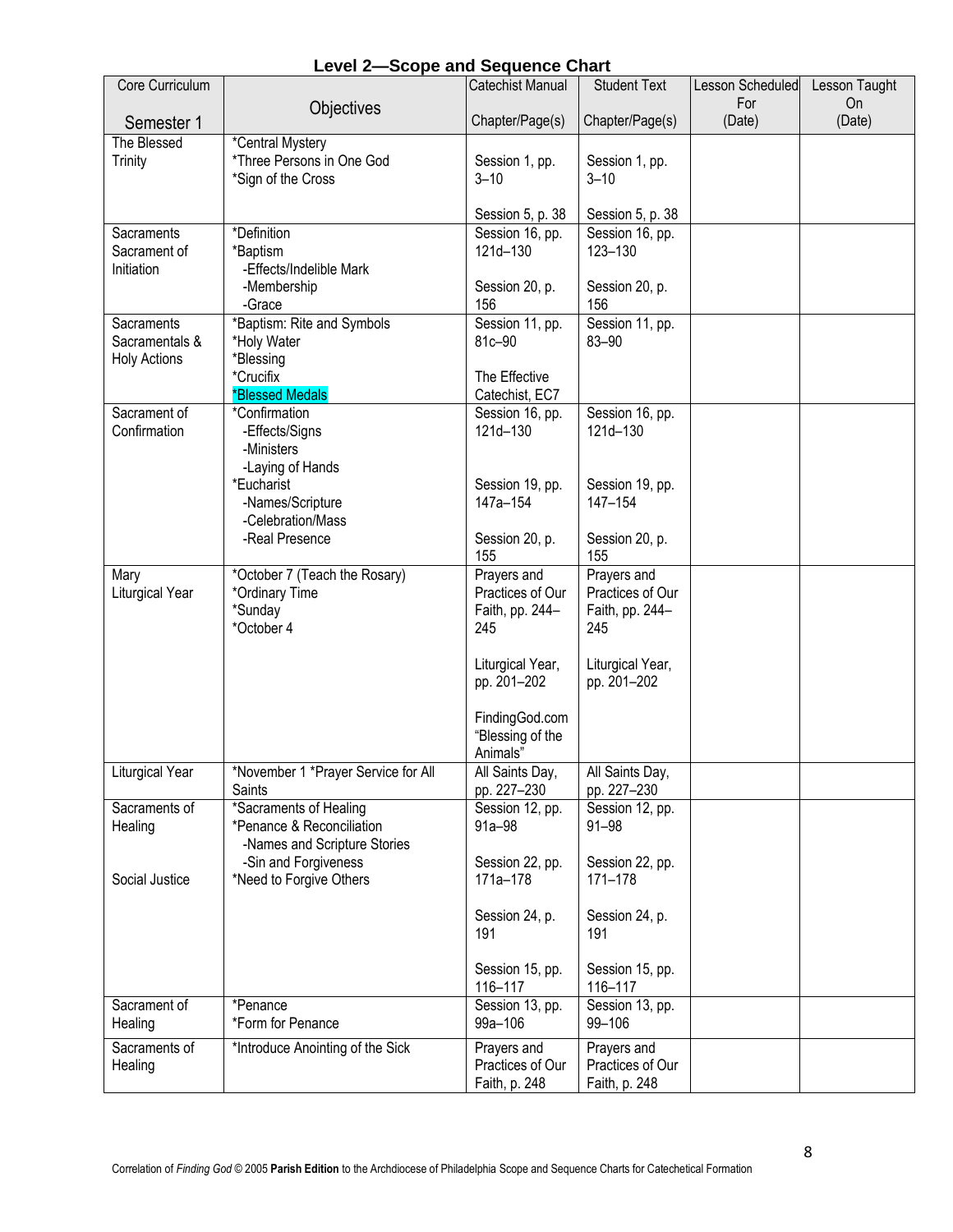## Level 2—Scope and Sequence Chart

| Core Curriculum<br><br>Semester 1 | Objectives | Catechist Manual<br><br>Chapter/Page(s) | Student Text<br><br>Chapter/Page(s) | Lesson Scheduled For (Date) | Lesson Taught On (Date) |
|---|---|---|---|---|---|
| The Blessed Trinity | *Central Mystery<br>*Three Persons in One God<br>*Sign of the Cross | Session 1, pp. 3–10<br><br>Session 5, p. 38 | Session 1, pp. 3–10<br><br>Session 5, p. 38 | | |
| Sacraments<br>Sacrament of Initiation | *Definition<br>*Baptism<br>-Effects/Indelible Mark<br>-Membership<br>-Grace | Session 16, pp. 121d–130<br><br>Session 20, p. 156 | Session 16, pp. 123–130<br><br>Session 20, p. 156 | | |
| Sacraments<br>Sacramentals & Holy Actions | *Baptism: Rite and Symbols<br>*Holy Water<br>*Blessing<br>*Crucifix<br>*Blessed Medals | Session 11, pp. 81c–90<br><br>The Effective Catechist, EC7 | Session 11, pp. 83–90 | | |
| Sacrament of Confirmation | *Confirmation<br>-Effects/Signs<br>-Ministers<br>-Laying of Hands<br>*Eucharist<br>-Names/Scripture<br>-Celebration/Mass<br>-Real Presence | Session 16, pp. 121d–130<br><br>Session 19, pp. 147a–154<br><br>Session 20, p. 155 | Session 16, pp. 121d–130<br><br>Session 19, pp. 147–154<br><br>Session 20, p. 155 | | |
| Mary<br>Liturgical Year | *October 7 (Teach the Rosary)<br>*Ordinary Time<br>*Sunday<br>*October 4 | Prayers and Practices of Our Faith, pp. 244–245<br><br>Liturgical Year, pp. 201–202<br><br>FindingGod.com "Blessing of the Animals" | Prayers and Practices of Our Faith, pp. 244–245<br><br>Liturgical Year, pp. 201–202 | | |
| Liturgical Year | *November 1 *Prayer Service for All Saints | All Saints Day, pp. 227–230 | All Saints Day, pp. 227–230 | | |
| Sacraments of Healing<br><br>Social Justice | *Sacraments of Healing<br>*Penance & Reconciliation<br>-Names and Scripture Stories<br>-Sin and Forgiveness<br>*Need to Forgive Others | Session 12, pp. 91a–98<br><br>Session 22, pp. 171a–178<br><br>Session 24, p. 191<br><br>Session 15, pp. 116–117 | Session 12, pp. 91–98<br><br>Session 22, pp. 171–178<br><br>Session 24, p. 191<br><br>Session 15, pp. 116–117 | | |
| Sacrament of Healing | *Penance<br>*Form for Penance | Session 13, pp. 99a–106 | Session 13, pp. 99–106 | | |
| Sacraments of Healing | *Introduce Anointing of the Sick | Prayers and Practices of Our Faith, p. 248 | Prayers and Practices of Our Faith, p. 248 | | |

Correlation of *Finding God* © 2005 **Parish Edition** to the Archdiocese of Philadelphia Scope and Sequence Charts for Catechetical Formation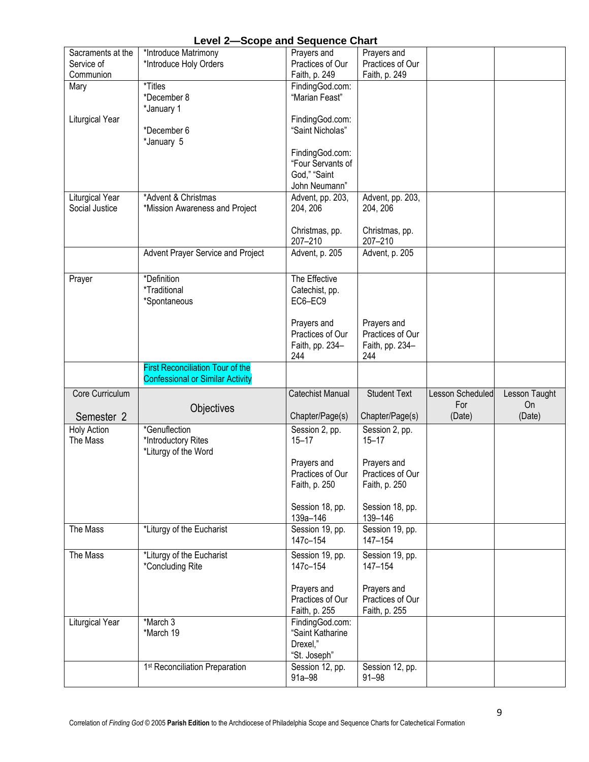## Level 2—Scope and Sequence Chart

| | | | | | |
|---|---|---|---|---|---|
| Sacraments at the Service of Communion | *Introduce Matrimony<br>*Introduce Holy Orders | Prayers and Practices of Our Faith, p. 249 | Prayers and Practices of Our Faith, p. 249 | | |
| Mary<br><br>Liturgical Year | *Titles<br>*December 8<br>*January 1<br><br>*December 6<br>*January 5 | FindingGod.com: "Marian Feast"<br><br>FindingGod.com: "Saint Nicholas"<br><br>FindingGod.com: "Four Servants of God," "Saint John Neumann" | | | |
| Liturgical Year<br>Social Justice | *Advent & Christmas<br>*Mission Awareness and Project | Advent, pp. 203, 204, 206<br><br>Christmas, pp. 207–210 | Advent, pp. 203, 204, 206<br><br>Christmas, pp. 207–210 | | |
| | Advent Prayer Service and Project | Advent, p. 205 | Advent, p. 205 | | |
| Prayer | *Definition<br>*Traditional<br>*Spontaneous | The Effective Catechist, pp. EC6–EC9<br><br>Prayers and Practices of Our Faith, pp. 234–244 | Prayers and Practices of Our Faith, pp. 234–244 | | |
| | First Reconciliation Tour of the Confessional or Similar Activity | | | | |
| **Core Curriculum**<br><br>**Semester 2** | **Objectives** | **Catechist Manual**<br><br>**Chapter/Page(s)** | **Student Text**<br><br>**Chapter/Page(s)** | **Lesson Scheduled For (Date)** | **Lesson Taught On (Date)** |
| Holy Action<br>The Mass | *Genuflection<br>*Introductory Rites<br>*Liturgy of the Word | Session 2, pp. 15–17<br><br>Prayers and Practices of Our Faith, p. 250<br><br>Session 18, pp. 139a–146 | Session 2, pp. 15–17<br><br>Prayers and Practices of Our Faith, p. 250<br><br>Session 18, pp. 139–146 | | |
| The Mass | *Liturgy of the Eucharist | Session 19, pp. 147c–154 | Session 19, pp. 147–154 | | |
| The Mass | *Liturgy of the Eucharist<br>*Concluding Rite | Session 19, pp. 147c–154<br><br>Prayers and Practices of Our Faith, p. 255 | Session 19, pp. 147–154<br><br>Prayers and Practices of Our Faith, p. 255 | | |
| Liturgical Year | *March 3<br>*March 19 | FindingGod.com: "Saint Katharine Drexel,"<br>"St. Joseph" | | | |
| | 1st Reconciliation Preparation | Session 12, pp. 91a–98 | Session 12, pp. 91–98 | | |

Correlation of *Finding God* © 2005 **Parish Edition** to the Archdiocese of Philadelphia Scope and Sequence Charts for Catechetical Formation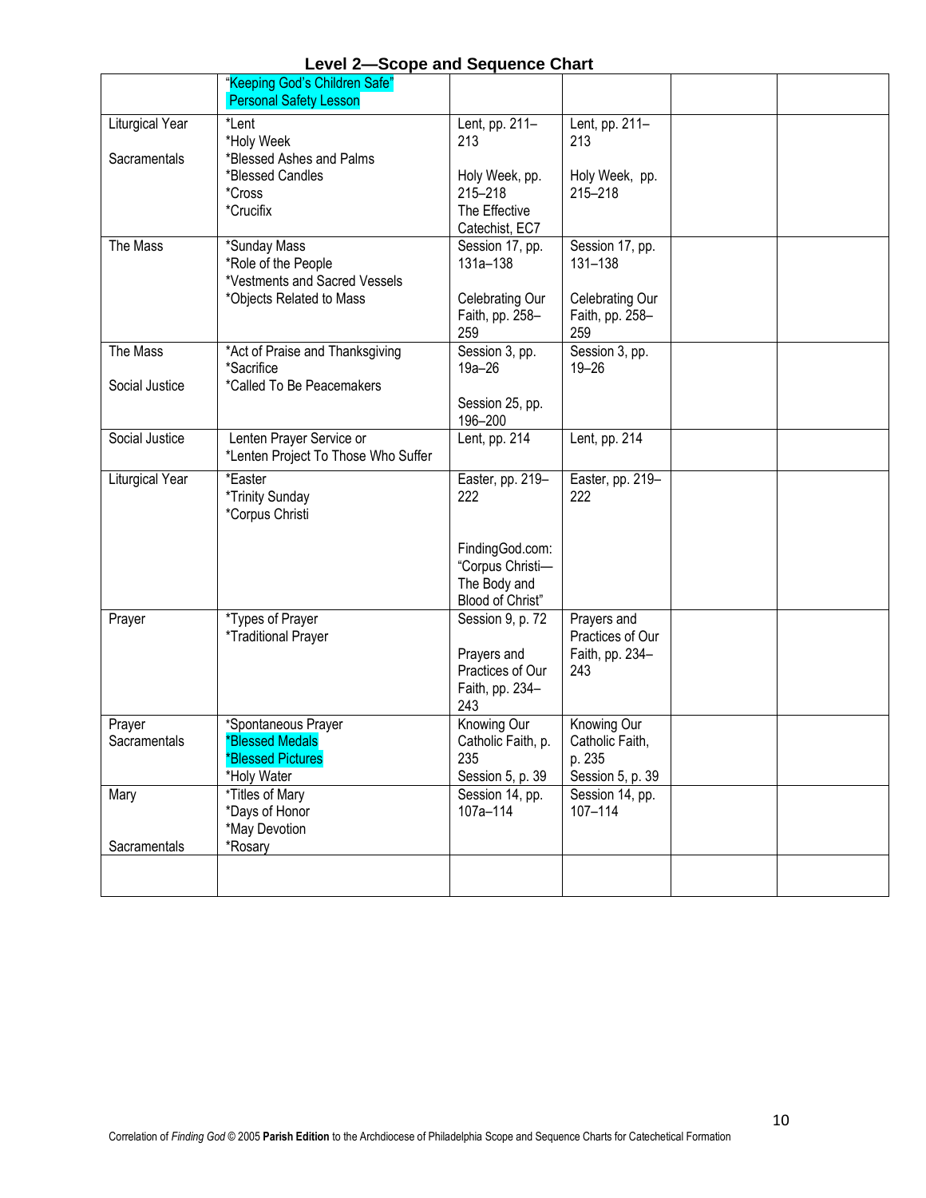## Level 2—Scope and Sequence Chart

| | | | | | |
|---|---|---|---|---|---|
| | "Keeping God's Children Safe" Personal Safety Lesson | | | | |
| Liturgical Year<br><br>Sacramentals | *Lent<br>*Holy Week<br>*Blessed Ashes and Palms<br>*Blessed Candles<br>*Cross<br>*Crucifix | Lent, pp. 211–213<br><br>Holy Week, pp. 215–218<br>The Effective Catechist, EC7 | Lent, pp. 211–213<br><br>Holy Week, pp. 215–218 | | |
| The Mass | *Sunday Mass<br>*Role of the People<br>*Vestments and Sacred Vessels<br>*Objects Related to Mass | Session 17, pp. 131a–138<br><br>Celebrating Our Faith, pp. 258–259 | Session 17, pp. 131–138<br><br>Celebrating Our Faith, pp. 258–259 | | |
| The Mass<br><br>Social Justice | *Act of Praise and Thanksgiving<br>*Sacrifice<br>*Called To Be Peacemakers | Session 3, pp. 19a–26<br><br>Session 25, pp. 196–200 | Session 3, pp. 19–26 | | |
| Social Justice | Lenten Prayer Service or<br>*Lenten Project To Those Who Suffer | Lent, pp. 214 | Lent, pp. 214 | | |
| Liturgical Year | *Easter<br>*Trinity Sunday<br>*Corpus Christi | Easter, pp. 219–222<br><br>FindingGod.com: "Corpus Christi—The Body and Blood of Christ" | Easter, pp. 219–222 | | |
| Prayer | *Types of Prayer<br>*Traditional Prayer | Session 9, p. 72<br><br>Prayers and Practices of Our Faith, pp. 234–243 | Prayers and Practices of Our Faith, pp. 234–243 | | |
| Prayer<br>Sacramentals | *Spontaneous Prayer<br>*Blessed Medals<br>*Blessed Pictures<br>*Holy Water | Knowing Our Catholic Faith, p. 235<br>Session 5, p. 39 | Knowing Our Catholic Faith, p. 235<br>Session 5, p. 39 | | |
| Mary<br><br><br>Sacramentals | *Titles of Mary<br>*Days of Honor<br>*May Devotion<br>*Rosary | Session 14, pp. 107a–114 | Session 14, pp. 107–114 | | |
| | | | | | |

Correlation of *Finding God* © 2005 **Parish Edition** to the Archdiocese of Philadelphia Scope and Sequence Charts for Catechetical Formation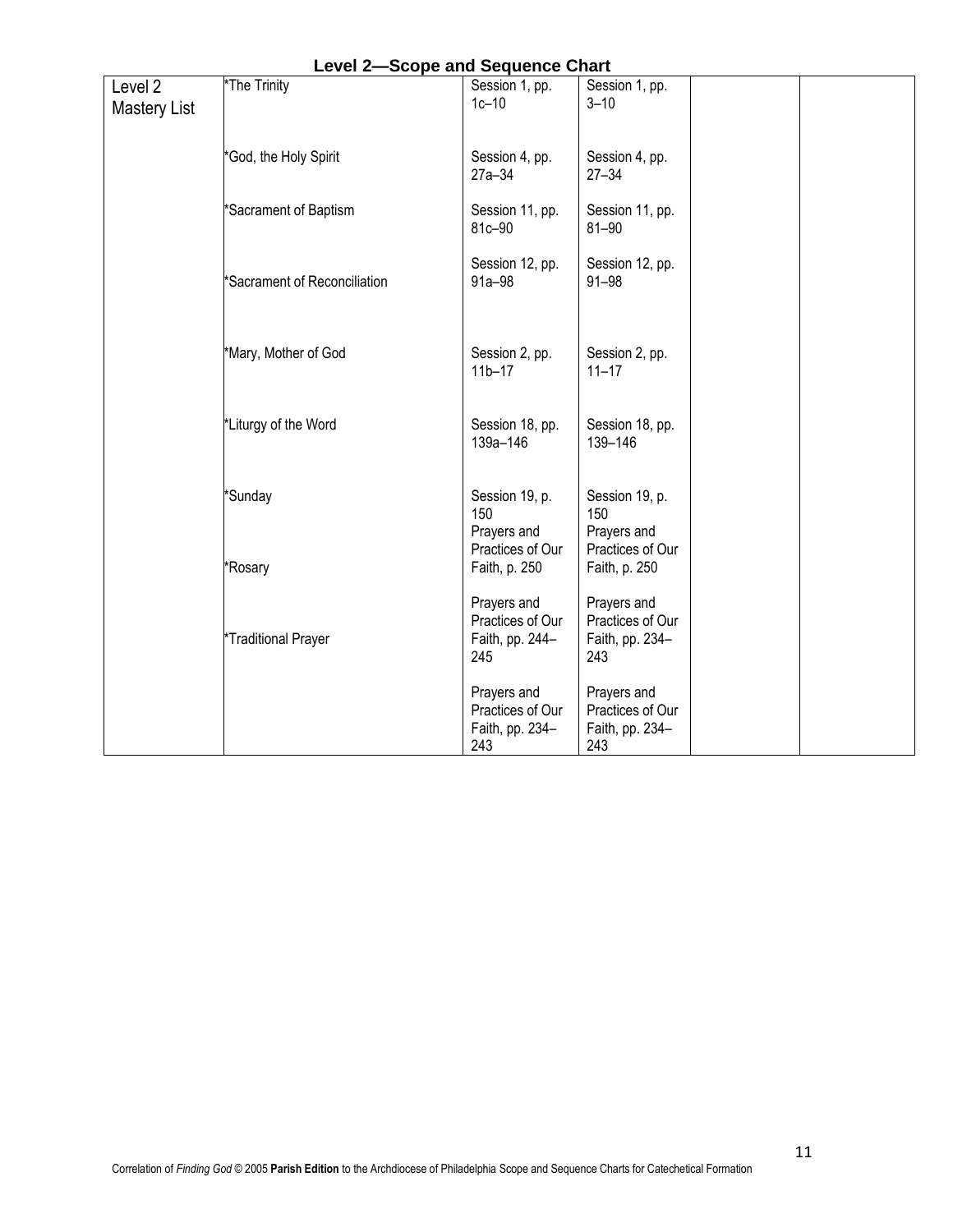## Level 2—Scope and Sequence Chart

| | | | | | |
|---|---|---|---|---|---|
| Level 2 Mastery List | *The Trinity | Session 1, pp. 1c–10 | Session 1, pp. 3–10 | | |
| | *God, the Holy Spirit | Session 4, pp. 27a–34 | Session 4, pp. 27–34 | | |
| | *Sacrament of Baptism | Session 11, pp. 81c–90 | Session 11, pp. 81–90 | | |
| | *Sacrament of Reconciliation | Session 12, pp. 91a–98 | Session 12, pp. 91–98 | | |
| | *Mary, Mother of God | Session 2, pp. 11b–17 | Session 2, pp. 11–17 | | |
| | *Liturgy of the Word | Session 18, pp. 139a–146 | Session 18, pp. 139–146 | | |
| | *Sunday | Session 19, p. 150 | Session 19, p. 150 | | |
| | *Rosary | Prayers and Practices of Our Faith, p. 250 | Prayers and Practices of Our Faith, p. 250 | | |
| | *Traditional Prayer | Prayers and Practices of Our Faith, pp. 244–245 | Prayers and Practices of Our Faith, pp. 234–243 | | |
| | | Prayers and Practices of Our Faith, pp. 234–243 | Prayers and Practices of Our Faith, pp. 234–243 | | |

Correlation of *Finding God* © 2005 **Parish Edition** to the Archdiocese of Philadelphia Scope and Sequence Charts for Catechetical Formation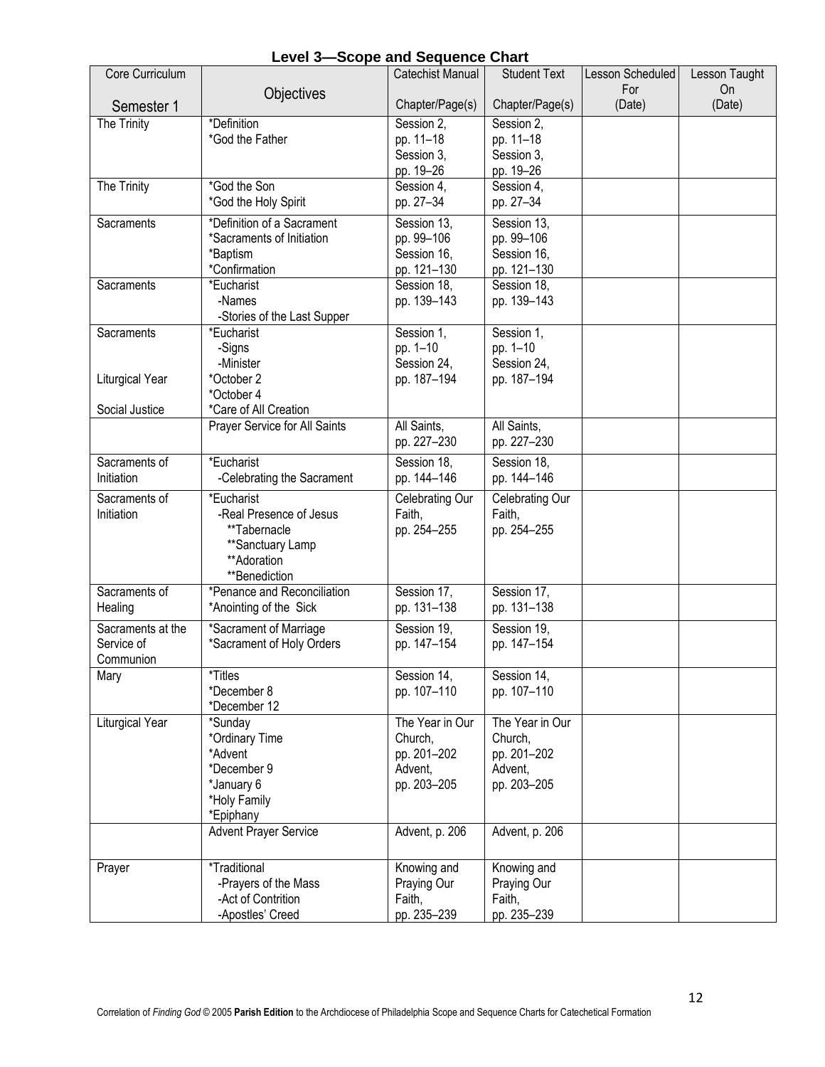## Level 3—Scope and Sequence Chart

| Core Curriculum<br><br>Semester 1 | Objectives | Catechist Manual<br><br>Chapter/Page(s) | Student Text<br><br>Chapter/Page(s) | Lesson Scheduled For<br>(Date) | Lesson Taught On<br>(Date) |
|---|---|---|---|---|---|
| The Trinity | *Definition<br>*God the Father | Session 2,<br>pp. 11–18<br>Session 3,<br>pp. 19–26 | Session 2,<br>pp. 11–18<br>Session 3,<br>pp. 19–26 | | |
| The Trinity | *God the Son<br>*God the Holy Spirit | Session 4,<br>pp. 27–34 | Session 4,<br>pp. 27–34 | | |
| Sacraments | *Definition of a Sacrament<br>*Sacraments of Initiation<br>*Baptism<br>*Confirmation | Session 13,<br>pp. 99–106<br>Session 16,<br>pp. 121–130 | Session 13,<br>pp. 99–106<br>Session 16,<br>pp. 121–130 | | |
| Sacraments | *Eucharist<br>-Names<br>-Stories of the Last Supper | Session 18,<br>pp. 139–143 | Session 18,<br>pp. 139–143 | | |
| Sacraments<br><br>Liturgical Year<br><br>Social Justice | *Eucharist<br>-Signs<br>-Minister<br>*October 2<br>*October 4<br>*Care of All Creation | Session 1,<br>pp. 1–10<br>Session 24,<br>pp. 187–194 | Session 1,<br>pp. 1–10<br>Session 24,<br>pp. 187–194 | | |
| | Prayer Service for All Saints | All Saints,<br>pp. 227–230 | All Saints,<br>pp. 227–230 | | |
| Sacraments of Initiation | *Eucharist<br>-Celebrating the Sacrament | Session 18,<br>pp. 144–146 | Session 18,<br>pp. 144–146 | | |
| Sacraments of Initiation | *Eucharist<br>-Real Presence of Jesus<br>**Tabernacle<br>**Sanctuary Lamp<br>**Adoration<br>**Benediction | Celebrating Our Faith,<br>pp. 254–255 | Celebrating Our Faith,<br>pp. 254–255 | | |
| Sacraments of Healing | *Penance and Reconciliation<br>*Anointing of the Sick | Session 17,<br>pp. 131–138 | Session 17,<br>pp. 131–138 | | |
| Sacraments at the Service of Communion | *Sacrament of Marriage<br>*Sacrament of Holy Orders | Session 19,<br>pp. 147–154 | Session 19,<br>pp. 147–154 | | |
| Mary | *Titles<br>*December 8<br>*December 12 | Session 14,<br>pp. 107–110 | Session 14,<br>pp. 107–110 | | |
| Liturgical Year | *Sunday<br>*Ordinary Time<br>*Advent<br>*December 9<br>*January 6<br>*Holy Family<br>*Epiphany | The Year in Our Church,<br>pp. 201–202<br>Advent,<br>pp. 203–205 | The Year in Our Church,<br>pp. 201–202<br>Advent,<br>pp. 203–205 | | |
| | Advent Prayer Service | Advent, p. 206 | Advent, p. 206 | | |
| Prayer | *Traditional<br>-Prayers of the Mass<br>-Act of Contrition<br>-Apostles' Creed | Knowing and Praying Our Faith,<br>pp. 235–239 | Knowing and Praying Our Faith,<br>pp. 235–239 | | |

Correlation of *Finding God* © 2005 **Parish Edition** to the Archdiocese of Philadelphia Scope and Sequence Charts for Catechetical Formation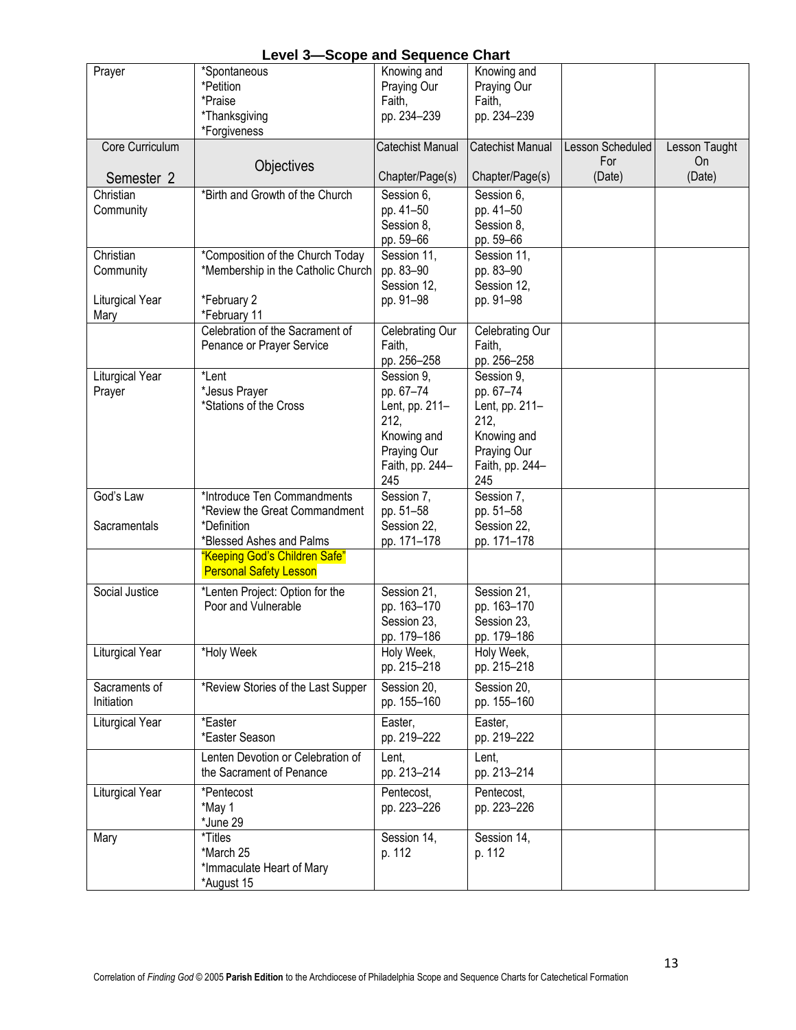## Level 3—Scope and Sequence Chart

| Prayer | *Spontaneous<br>*Petition<br>*Praise<br>*Thanksgiving<br>*Forgiveness | Knowing and Praying Our Faith, pp. 234–239 | Knowing and Praying Our Faith, pp. 234–239 | | |
|---|---|---|---|---|---|
| **Core Curriculum**<br><br>**Semester 2** | **Objectives** | **Catechist Manual**<br><br>**Chapter/Page(s)** | **Catechist Manual**<br><br>**Chapter/Page(s)** | **Lesson Scheduled For (Date)** | **Lesson Taught On (Date)** |
| Christian Community | *Birth and Growth of the Church | Session 6, pp. 41–50<br>Session 8, pp. 59–66 | Session 6, pp. 41–50<br>Session 8, pp. 59–66 | | |
| Christian Community<br><br>Liturgical Year<br>Mary | *Composition of the Church Today<br>*Membership in the Catholic Church<br><br>*February 2<br>*February 11 | Session 11, pp. 83–90<br>Session 12, pp. 91–98 | Session 11, pp. 83–90<br>Session 12, pp. 91–98 | | |
| | Celebration of the Sacrament of Penance or Prayer Service | Celebrating Our Faith, pp. 256–258 | Celebrating Our Faith, pp. 256–258 | | |
| Liturgical Year<br>Prayer | *Lent<br>*Jesus Prayer<br>*Stations of the Cross | Session 9, pp. 67–74<br>Lent, pp. 211–212,<br>Knowing and Praying Our Faith, pp. 244–245 | Session 9, pp. 67–74<br>Lent, pp. 211–212,<br>Knowing and Praying Our Faith, pp. 244–245 | | |
| God's Law<br><br>Sacramentals | *Introduce Ten Commandments<br>*Review the Great Commandment<br>*Definition<br>*Blessed Ashes and Palms | Session 7, pp. 51–58<br>Session 22, pp. 171–178 | Session 7, pp. 51–58<br>Session 22, pp. 171–178 | | |
| | "Keeping God's Children Safe" Personal Safety Lesson | | | | |
| Social Justice | *Lenten Project: Option for the Poor and Vulnerable | Session 21, pp. 163–170<br>Session 23, pp. 179–186 | Session 21, pp. 163–170<br>Session 23, pp. 179–186 | | |
| Liturgical Year | *Holy Week | Holy Week, pp. 215–218 | Holy Week, pp. 215–218 | | |
| Sacraments of Initiation | *Review Stories of the Last Supper | Session 20, pp. 155–160 | Session 20, pp. 155–160 | | |
| Liturgical Year | *Easter<br>*Easter Season | Easter, pp. 219–222 | Easter, pp. 219–222 | | |
| | Lenten Devotion or Celebration of the Sacrament of Penance | Lent, pp. 213–214 | Lent, pp. 213–214 | | |
| Liturgical Year | *Pentecost<br>*May 1<br>*June 29 | Pentecost, pp. 223–226 | Pentecost, pp. 223–226 | | |
| Mary | *Titles<br>*March 25<br>*Immaculate Heart of Mary<br>*August 15 | Session 14, p. 112 | Session 14, p. 112 | | |

Correlation of *Finding God* © 2005 **Parish Edition** to the Archdiocese of Philadelphia Scope and Sequence Charts for Catechetical Formation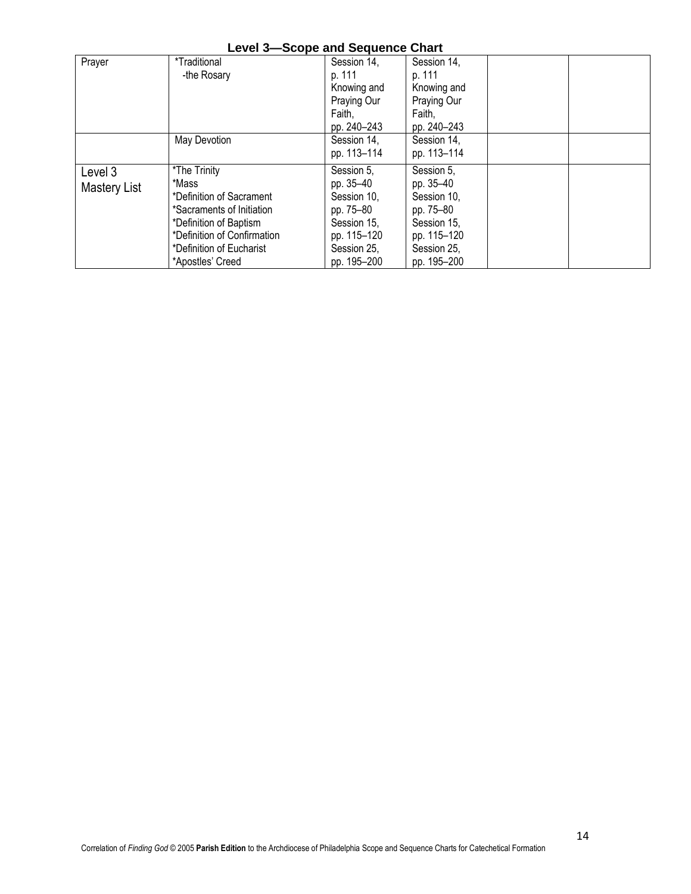# Level 3—Scope and Sequence Chart

| | | | | | |
|---|---|---|---|---|---|
| Prayer | *Traditional<br>-the Rosary | Session 14,<br>p. 111<br>Knowing and Praying Our Faith,<br>pp. 240–243 | Session 14,<br>p. 111<br>Knowing and Praying Our Faith,<br>pp. 240–243 | | |
| | May Devotion | Session 14,<br>pp. 113–114 | Session 14,<br>pp. 113–114 | | |
| Level 3 Mastery List | *The Trinity<br>*Mass<br>*Definition of Sacrament<br>*Sacraments of Initiation<br>*Definition of Baptism<br>*Definition of Confirmation<br>*Definition of Eucharist<br>*Apostles' Creed | Session 5,<br>pp. 35–40<br>Session 10,<br>pp. 75–80<br>Session 15,<br>pp. 115–120<br>Session 25,<br>pp. 195–200 | Session 5,<br>pp. 35–40<br>Session 10,<br>pp. 75–80<br>Session 15,<br>pp. 115–120<br>Session 25,<br>pp. 195–200 | | |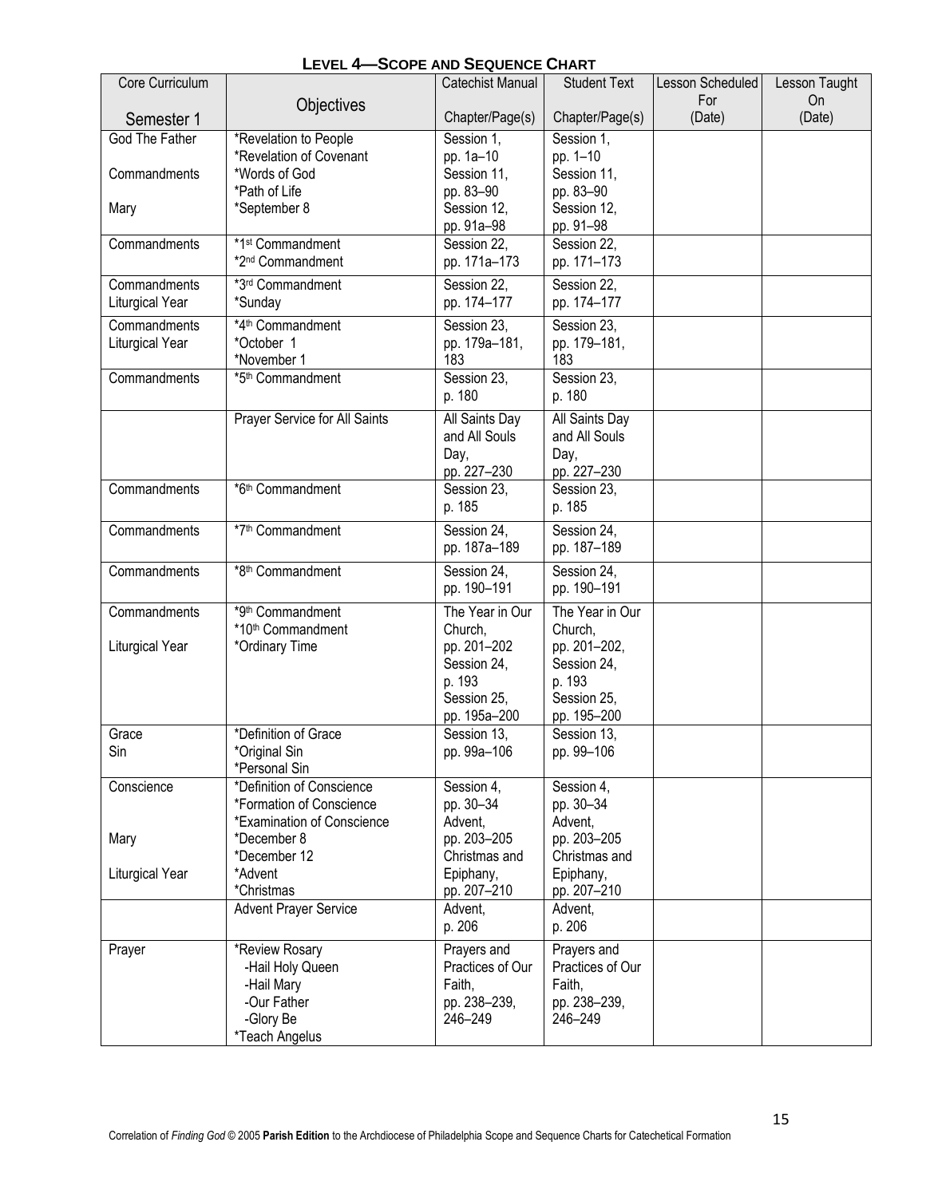## Level 4—Scope and Sequence Chart

| Core Curriculum<br><br>Semester 1 | Objectives | Catechist Manual<br><br>Chapter/Page(s) | Student Text<br><br>Chapter/Page(s) | Lesson Scheduled For (Date) | Lesson Taught On (Date) |
|---|---|---|---|---|---|
| God The Father<br><br>Commandments<br><br>Mary | *Revelation to People<br>*Revelation of Covenant<br>*Words of God<br>*Path of Life<br>*September 8 | Session 1,<br>pp. 1a–10<br>Session 11,<br>pp. 83–90<br>Session 12,<br>pp. 91a–98 | Session 1,<br>pp. 1–10<br>Session 11,<br>pp. 83–90<br>Session 12,<br>pp. 91–98 | | |
| Commandments | *1st Commandment<br>*2nd Commandment | Session 22,<br>pp. 171a–173 | Session 22,<br>pp. 171–173 | | |
| Commandments<br>Liturgical Year | *3rd Commandment<br>*Sunday | Session 22,<br>pp. 174–177 | Session 22,<br>pp. 174–177 | | |
| Commandments<br>Liturgical Year | *4th Commandment<br>*October 1<br>*November 1 | Session 23,<br>pp. 179a–181,<br>183 | Session 23,<br>pp. 179–181,<br>183 | | |
| Commandments | *5th Commandment | Session 23,<br>p. 180 | Session 23,<br>p. 180 | | |
| | Prayer Service for All Saints | All Saints Day and All Souls Day,<br>pp. 227–230 | All Saints Day and All Souls Day,<br>pp. 227–230 | | |
| Commandments | *6th Commandment | Session 23,<br>p. 185 | Session 23,<br>p. 185 | | |
| Commandments | *7th Commandment | Session 24,<br>pp. 187a–189 | Session 24,<br>pp. 187–189 | | |
| Commandments | *8th Commandment | Session 24,<br>pp. 190–191 | Session 24,<br>pp. 190–191 | | |
| Commandments<br><br>Liturgical Year | *9th Commandment<br>*10th Commandment<br>*Ordinary Time | The Year in Our Church,<br>pp. 201–202<br>Session 24,<br>p. 193<br>Session 25,<br>pp. 195a–200 | The Year in Our Church,<br>pp. 201–202,<br>Session 24,<br>p. 193<br>Session 25,<br>pp. 195–200 | | |
| Grace<br>Sin | *Definition of Grace<br>*Original Sin<br>*Personal Sin | Session 13,<br>pp. 99a–106 | Session 13,<br>pp. 99–106 | | |
| Conscience<br><br><br>Mary<br><br>Liturgical Year | *Definition of Conscience<br>*Formation of Conscience<br>*Examination of Conscience<br>*December 8<br>*December 12<br>*Advent<br>*Christmas | Session 4,<br>pp. 30–34<br>Advent,<br>pp. 203–205<br>Christmas and Epiphany,<br>pp. 207–210 | Session 4,<br>pp. 30–34<br>Advent,<br>pp. 203–205<br>Christmas and Epiphany,<br>pp. 207–210 | | |
| | Advent Prayer Service | Advent,<br>p. 206 | Advent,<br>p. 206 | | |
| Prayer | *Review Rosary<br>-Hail Holy Queen<br>-Hail Mary<br>-Our Father<br>-Glory Be<br>*Teach Angelus | Prayers and Practices of Our Faith,<br>pp. 238–239,<br>246–249 | Prayers and Practices of Our Faith,<br>pp. 238–239,<br>246–249 | | |

Correlation of *Finding God* © 2005 **Parish Edition** to the Archdiocese of Philadelphia Scope and Sequence Charts for Catechetical Formation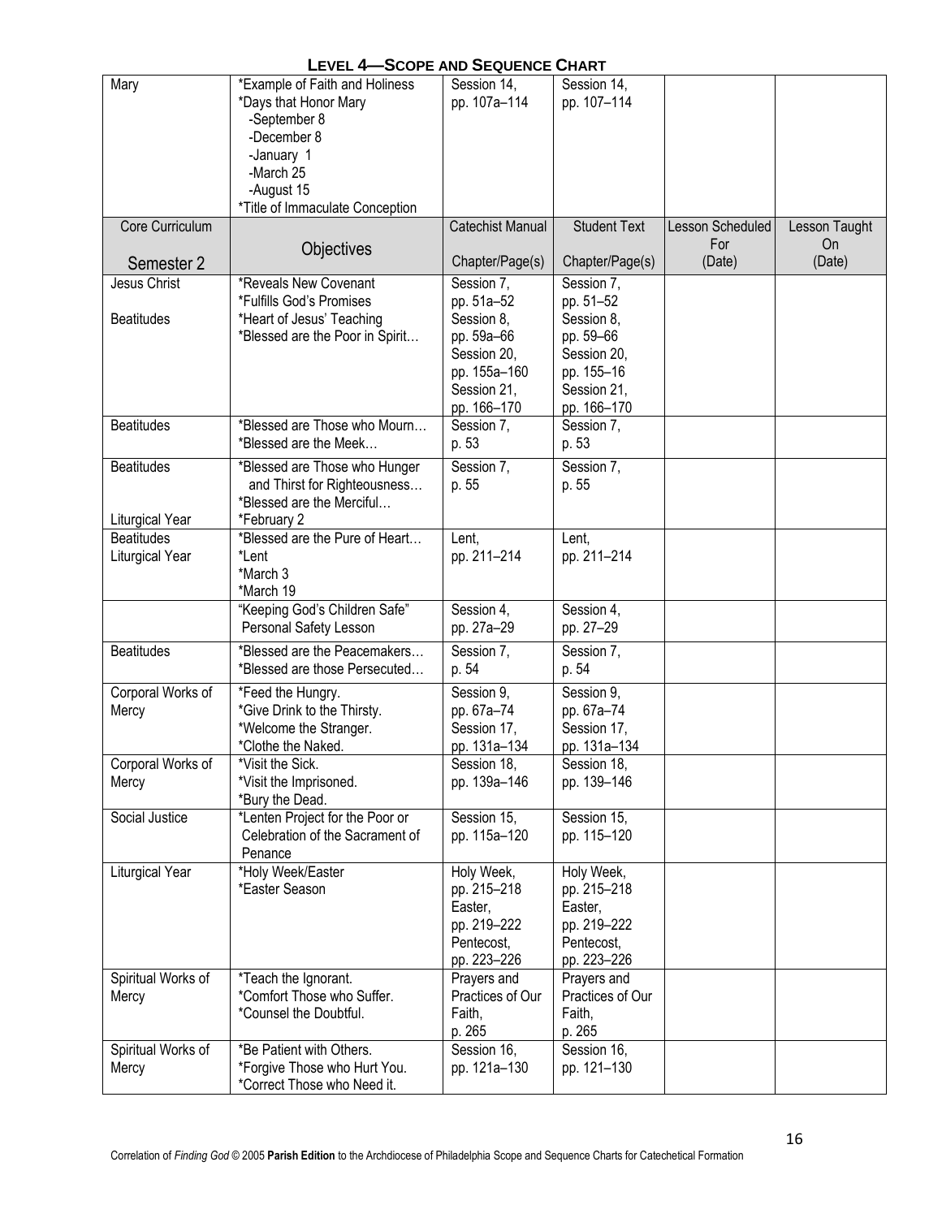## LEVEL 4—SCOPE AND SEQUENCE CHART

| | | | | | |
|---|---|---|---|---|---|
| Mary | *Example of Faith and Holiness<br>*Days that Honor Mary<br>-September 8<br>-December 8<br>-January 1<br>-March 25<br>-August 15<br>*Title of Immaculate Conception | Session 14, pp. 107a–114 | Session 14, pp. 107–114 | | |
| **Core Curriculum**<br><br>**Semester 2** | **Objectives** | **Catechist Manual**<br><br>**Chapter/Page(s)** | **Student Text**<br><br>**Chapter/Page(s)** | **Lesson Scheduled For**<br>**(Date)** | **Lesson Taught On**<br>**(Date)** |
| Jesus Christ<br><br>Beatitudes | *Reveals New Covenant<br>*Fulfills God's Promises<br>*Heart of Jesus' Teaching<br>*Blessed are the Poor in Spirit… | Session 7, pp. 51a–52<br>Session 8, pp. 59a–66<br>Session 20, pp. 155a–160<br>Session 21, pp. 166–170 | Session 7, pp. 51–52<br>Session 8, pp. 59–66<br>Session 20, pp. 155–16<br>Session 21, pp. 166–170 | | |
| Beatitudes | *Blessed are Those who Mourn…<br>*Blessed are the Meek… | Session 7, p. 53 | Session 7, p. 53 | | |
| Beatitudes<br><br>Liturgical Year | *Blessed are Those who Hunger and Thirst for Righteousness…<br>*Blessed are the Merciful…<br>*February 2 | Session 7, p. 55 | Session 7, p. 55 | | |
| Beatitudes<br>Liturgical Year | *Blessed are the Pure of Heart…<br>*Lent<br>*March 3<br>*March 19 | Lent, pp. 211–214 | Lent, pp. 211–214 | | |
| | "Keeping God's Children Safe" Personal Safety Lesson | Session 4, pp. 27a–29 | Session 4, pp. 27–29 | | |
| Beatitudes | *Blessed are the Peacemakers…<br>*Blessed are those Persecuted… | Session 7, p. 54 | Session 7, p. 54 | | |
| Corporal Works of Mercy | *Feed the Hungry.<br>*Give Drink to the Thirsty.<br>*Welcome the Stranger.<br>*Clothe the Naked. | Session 9, pp. 67a–74<br>Session 17, pp. 131a–134 | Session 9, pp. 67a–74<br>Session 17, pp. 131a–134 | | |
| Corporal Works of Mercy | *Visit the Sick.<br>*Visit the Imprisoned.<br>*Bury the Dead. | Session 18, pp. 139a–146 | Session 18, pp. 139–146 | | |
| Social Justice | *Lenten Project for the Poor or Celebration of the Sacrament of Penance | Session 15, pp. 115a–120 | Session 15, pp. 115–120 | | |
| Liturgical Year | *Holy Week/Easter<br>*Easter Season | Holy Week, pp. 215–218<br>Easter, pp. 219–222<br>Pentecost, pp. 223–226 | Holy Week, pp. 215–218<br>Easter, pp. 219–222<br>Pentecost, pp. 223–226 | | |
| Spiritual Works of Mercy | *Teach the Ignorant.<br>*Comfort Those who Suffer.<br>*Counsel the Doubtful. | Prayers and Practices of Our Faith, p. 265 | Prayers and Practices of Our Faith, p. 265 | | |
| Spiritual Works of Mercy | *Be Patient with Others.<br>*Forgive Those who Hurt You.<br>*Correct Those who Need it. | Session 16, pp. 121a–130 | Session 16, pp. 121–130 | | |

Correlation of *Finding God* © 2005 **Parish Edition** to the Archdiocese of Philadelphia Scope and Sequence Charts for Catechetical Formation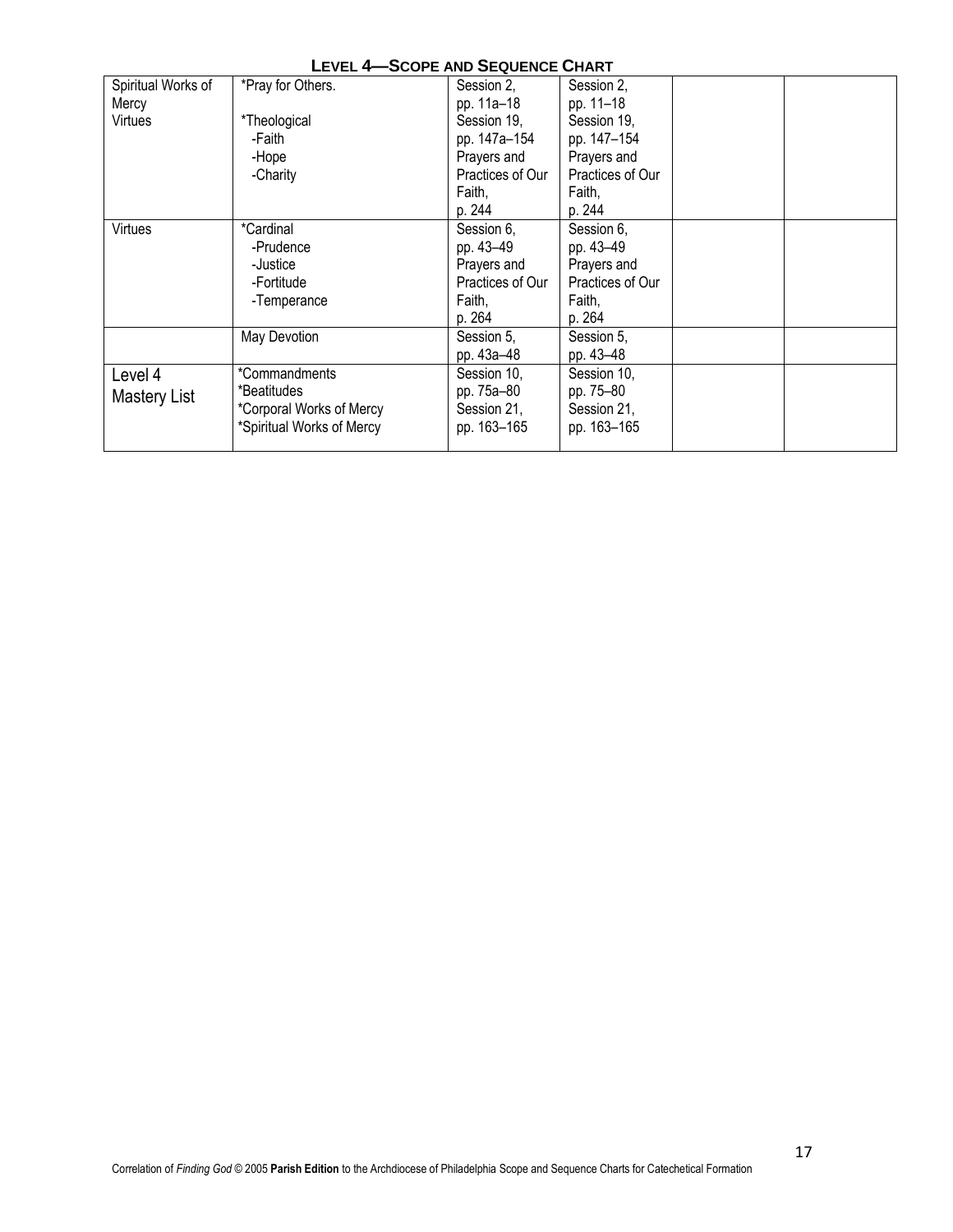## LEVEL 4—SCOPE AND SEQUENCE CHART

| | | | | | |
|---|---|---|---|---|---|
| Spiritual Works of Mercy<br>Virtues | *Pray for Others.<br><br>*Theological<br>-Faith<br>-Hope<br>-Charity | Session 2, pp. 11a–18<br>Session 19, pp. 147a–154<br>Prayers and Practices of Our Faith, p. 244 | Session 2, pp. 11–18<br>Session 19, pp. 147–154<br>Prayers and Practices of Our Faith, p. 244 | | |
| Virtues | *Cardinal<br>-Prudence<br>-Justice<br>-Fortitude<br>-Temperance | Session 6, pp. 43–49<br>Prayers and Practices of Our Faith, p. 264 | Session 6, pp. 43–49<br>Prayers and Practices of Our Faith, p. 264 | | |
| | May Devotion | Session 5, pp. 43a–48 | Session 5, pp. 43–48 | | |
| Level 4 Mastery List | *Commandments<br>*Beatitudes<br>*Corporal Works of Mercy<br>*Spiritual Works of Mercy | Session 10, pp. 75a–80<br>Session 21, pp. 163–165 | Session 10, pp. 75–80<br>Session 21, pp. 163–165 | | |

Correlation of *Finding God* © 2005 **Parish Edition** to the Archdiocese of Philadelphia Scope and Sequence Charts for Catechetical Formation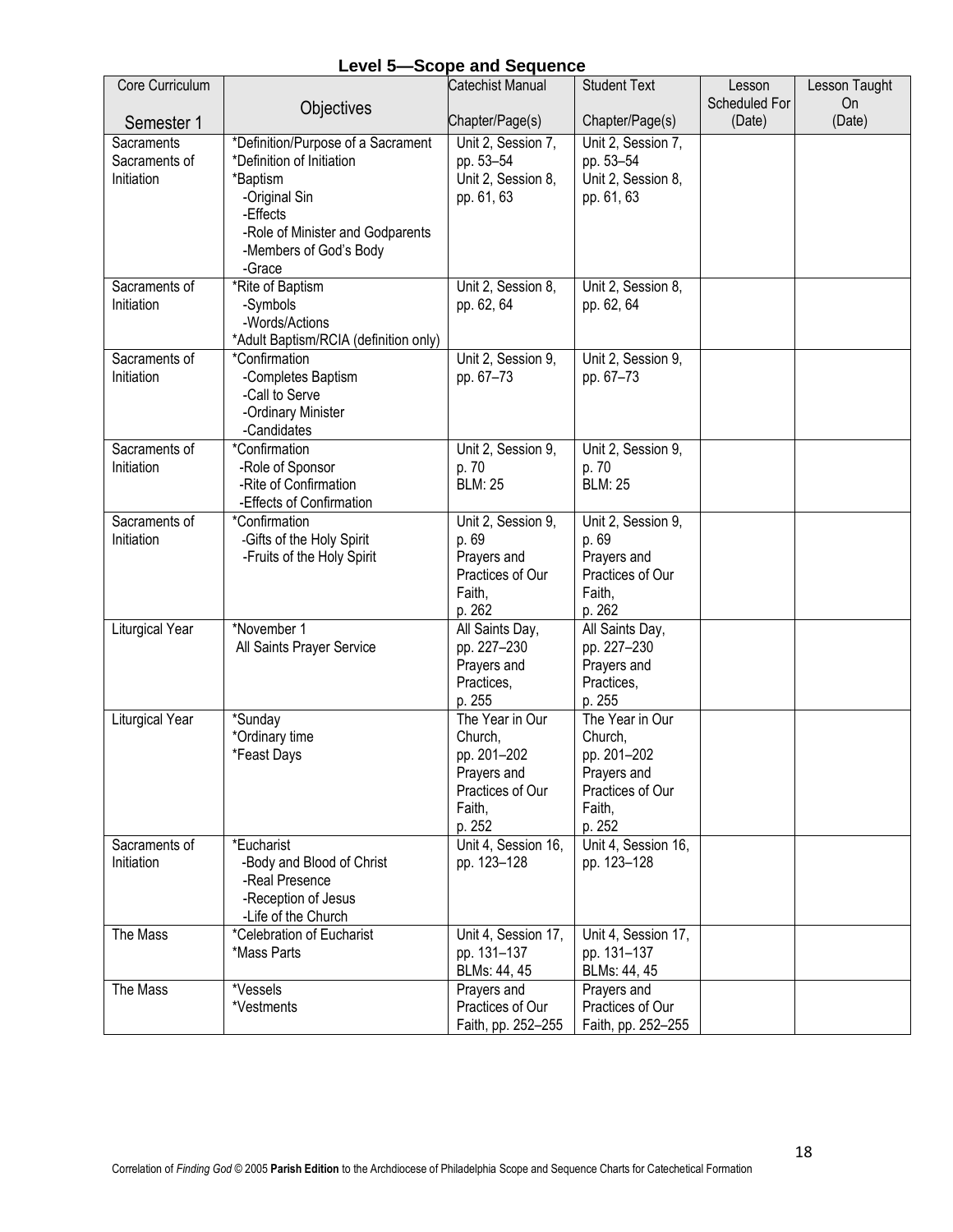## Level 5—Scope and Sequence

| Core Curriculum<br><br>Semester 1 | Objectives | Catechist Manual<br><br>Chapter/Page(s) | Student Text<br><br>Chapter/Page(s) | Lesson Scheduled For (Date) | Lesson Taught On (Date) |
|---|---|---|---|---|---|
| Sacraments<br>Sacraments of Initiation | *Definition/Purpose of a Sacrament<br>*Definition of Initiation<br>*Baptism<br>-Original Sin<br>-Effects<br>-Role of Minister and Godparents<br>-Members of God's Body<br>-Grace | Unit 2, Session 7, pp. 53–54<br>Unit 2, Session 8, pp. 61, 63 | Unit 2, Session 7, pp. 53–54<br>Unit 2, Session 8, pp. 61, 63 | | |
| Sacraments of Initiation | *Rite of Baptism<br>-Symbols<br>-Words/Actions<br>*Adult Baptism/RCIA (definition only) | Unit 2, Session 8, pp. 62, 64 | Unit 2, Session 8, pp. 62, 64 | | |
| Sacraments of Initiation | *Confirmation<br>-Completes Baptism<br>-Call to Serve<br>-Ordinary Minister<br>-Candidates | Unit 2, Session 9, pp. 67–73 | Unit 2, Session 9, pp. 67–73 | | |
| Sacraments of Initiation | *Confirmation<br>-Role of Sponsor<br>-Rite of Confirmation<br>-Effects of Confirmation | Unit 2, Session 9, p. 70<br>BLM: 25 | Unit 2, Session 9, p. 70<br>BLM: 25 | | |
| Sacraments of Initiation | *Confirmation<br>-Gifts of the Holy Spirit<br>-Fruits of the Holy Spirit | Unit 2, Session 9, p. 69<br>Prayers and Practices of Our Faith, p. 262 | Unit 2, Session 9, p. 69<br>Prayers and Practices of Our Faith, p. 262 | | |
| Liturgical Year | *November 1<br>All Saints Prayer Service | All Saints Day, pp. 227–230<br>Prayers and Practices, p. 255 | All Saints Day, pp. 227–230<br>Prayers and Practices, p. 255 | | |
| Liturgical Year | *Sunday<br>*Ordinary time<br>*Feast Days | The Year in Our Church, pp. 201–202<br>Prayers and Practices of Our Faith, p. 252 | The Year in Our Church, pp. 201–202<br>Prayers and Practices of Our Faith, p. 252 | | |
| Sacraments of Initiation | *Eucharist<br>-Body and Blood of Christ<br>-Real Presence<br>-Reception of Jesus<br>-Life of the Church | Unit 4, Session 16, pp. 123–128 | Unit 4, Session 16, pp. 123–128 | | |
| The Mass | *Celebration of Eucharist<br>*Mass Parts | Unit 4, Session 17, pp. 131–137<br>BLMs: 44, 45 | Unit 4, Session 17, pp. 131–137<br>BLMs: 44, 45 | | |
| The Mass | *Vessels<br>*Vestments | Prayers and Practices of Our Faith, pp. 252–255 | Prayers and Practices of Our Faith, pp. 252–255 | | |

Correlation of *Finding God* © 2005 **Parish Edition** to the Archdiocese of Philadelphia Scope and Sequence Charts for Catechetical Formation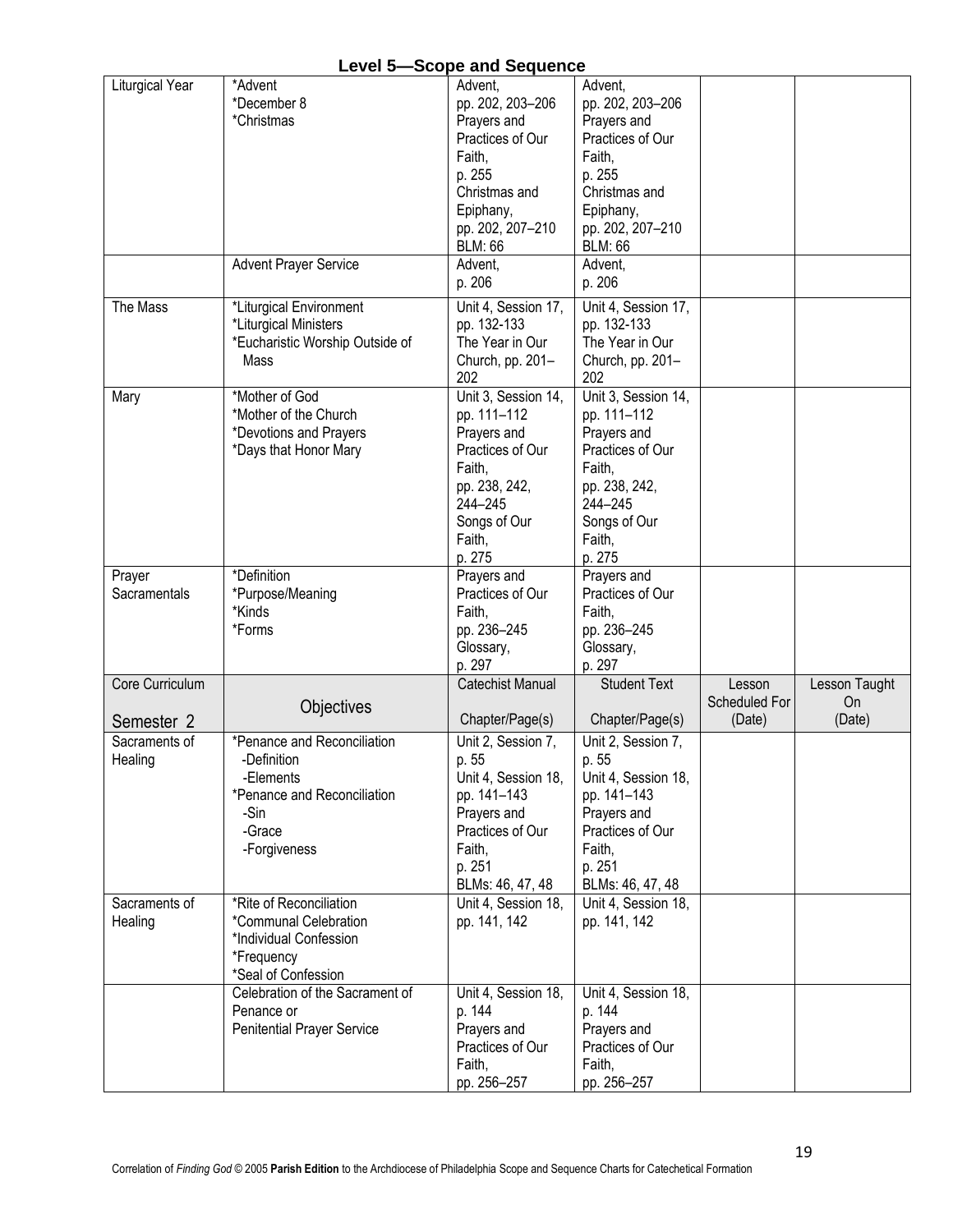# Level 5—Scope and Sequence

| | | | | | |
|---|---|---|---|---|---|
| Liturgical Year | *Advent<br>*December 8<br>*Christmas | Advent, pp. 202, 203–206<br>Prayers and Practices of Our Faith, p. 255<br>Christmas and Epiphany, pp. 202, 207–210<br>BLM: 66 | Advent, pp. 202, 203–206<br>Prayers and Practices of Our Faith, p. 255<br>Christmas and Epiphany, pp. 202, 207–210<br>BLM: 66 | | |
| | Advent Prayer Service | Advent, p. 206 | Advent, p. 206 | | |
| The Mass | *Liturgical Environment<br>*Liturgical Ministers<br>*Eucharistic Worship Outside of Mass | Unit 4, Session 17, pp. 132-133<br>The Year in Our Church, pp. 201–202 | Unit 4, Session 17, pp. 132-133<br>The Year in Our Church, pp. 201–202 | | |
| Mary | *Mother of God<br>*Mother of the Church<br>*Devotions and Prayers<br>*Days that Honor Mary | Unit 3, Session 14, pp. 111–112<br>Prayers and Practices of Our Faith, pp. 238, 242, 244–245<br>Songs of Our Faith, p. 275 | Unit 3, Session 14, pp. 111–112<br>Prayers and Practices of Our Faith, pp. 238, 242, 244–245<br>Songs of Our Faith, p. 275 | | |
| Prayer<br>Sacramentals | *Definition<br>*Purpose/Meaning<br>*Kinds<br>*Forms | Prayers and Practices of Our Faith, pp. 236–245<br>Glossary, p. 297 | Prayers and Practices of Our Faith, pp. 236–245<br>Glossary, p. 297 | | |
| **Core Curriculum**<br><br>**Semester 2** | **Objectives** | **Catechist Manual**<br><br>**Chapter/Page(s)** | **Student Text**<br><br>**Chapter/Page(s)** | **Lesson Scheduled For (Date)** | **Lesson Taught On (Date)** |
| Sacraments of Healing | *Penance and Reconciliation<br>-Definition<br>-Elements<br>*Penance and Reconciliation<br>-Sin<br>-Grace<br>-Forgiveness | Unit 2, Session 7, p. 55<br>Unit 4, Session 18, pp. 141–143<br>Prayers and Practices of Our Faith, p. 251<br>BLMs: 46, 47, 48 | Unit 2, Session 7, p. 55<br>Unit 4, Session 18, pp. 141–143<br>Prayers and Practices of Our Faith, p. 251<br>BLMs: 46, 47, 48 | | |
| Sacraments of Healing | *Rite of Reconciliation<br>*Communal Celebration<br>*Individual Confession<br>*Frequency<br>*Seal of Confession | Unit 4, Session 18, pp. 141, 142 | Unit 4, Session 18, pp. 141, 142 | | |
| | Celebration of the Sacrament of Penance or Penitential Prayer Service | Unit 4, Session 18, p. 144<br>Prayers and Practices of Our Faith, pp. 256–257 | Unit 4, Session 18, p. 144<br>Prayers and Practices of Our Faith, pp. 256–257 | | |

Correlation of *Finding God* © 2005 **Parish Edition** to the Archdiocese of Philadelphia Scope and Sequence Charts for Catechetical Formation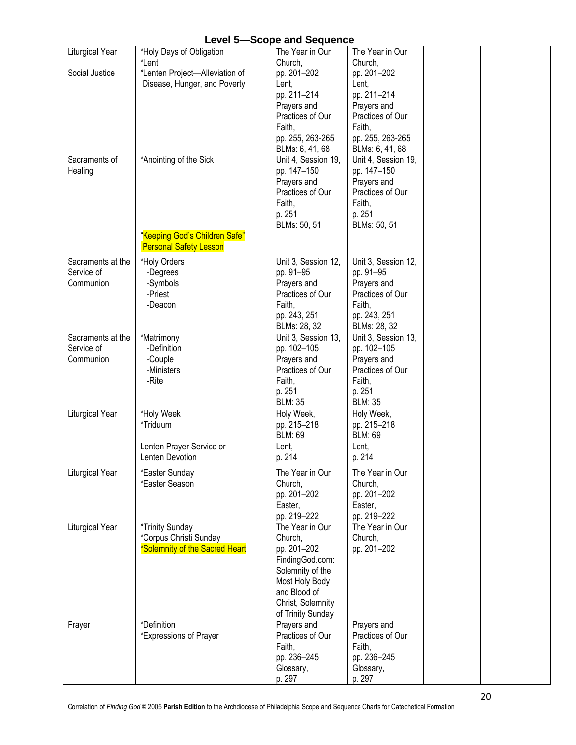## Level 5—Scope and Sequence

| | | | | | |
|---|---|---|---|---|---|
| Liturgical Year<br><br>Social Justice | *Holy Days of Obligation<br>*Lent<br>*Lenten Project—Alleviation of Disease, Hunger, and Poverty | The Year in Our Church, pp. 201–202<br>Lent, pp. 211–214<br>Prayers and Practices of Our Faith, pp. 255, 263-265<br>BLMs: 6, 41, 68 | The Year in Our Church, pp. 201–202<br>Lent, pp. 211–214<br>Prayers and Practices of Our Faith, pp. 255, 263-265<br>BLMs: 6, 41, 68 | | |
| Sacraments of Healing | *Anointing of the Sick | Unit 4, Session 19, pp. 147–150<br>Prayers and Practices of Our Faith, p. 251<br>BLMs: 50, 51 | Unit 4, Session 19, pp. 147–150<br>Prayers and Practices of Our Faith, p. 251<br>BLMs: 50, 51 | | |
| | "Keeping God's Children Safe" Personal Safety Lesson | | | | |
| Sacraments at the Service of Communion | *Holy Orders<br>-Degrees<br>-Symbols<br>-Priest<br>-Deacon | Unit 3, Session 12, pp. 91–95<br>Prayers and Practices of Our Faith, pp. 243, 251<br>BLMs: 28, 32 | Unit 3, Session 12, pp. 91–95<br>Prayers and Practices of Our Faith, pp. 243, 251<br>BLMs: 28, 32 | | |
| Sacraments at the Service of Communion | *Matrimony<br>-Definition<br>-Couple<br>-Ministers<br>-Rite | Unit 3, Session 13, pp. 102–105<br>Prayers and Practices of Our Faith, p. 251<br>BLM: 35 | Unit 3, Session 13, pp. 102–105<br>Prayers and Practices of Our Faith, p. 251<br>BLM: 35 | | |
| Liturgical Year | *Holy Week<br>*Triduum | Holy Week, pp. 215–218<br>BLM: 69 | Holy Week, pp. 215–218<br>BLM: 69 | | |
| | Lenten Prayer Service or Lenten Devotion | Lent, p. 214 | Lent, p. 214 | | |
| Liturgical Year | *Easter Sunday<br>*Easter Season | The Year in Our Church, pp. 201–202<br>Easter, pp. 219–222 | The Year in Our Church, pp. 201–202<br>Easter, pp. 219–222 | | |
| Liturgical Year | *Trinity Sunday<br>*Corpus Christi Sunday<br>*Solemnity of the Sacred Heart | The Year in Our Church, pp. 201–202<br>FindingGod.com: Solemnity of the Most Holy Body and Blood of Christ, Solemnity of Trinity Sunday | The Year in Our Church, pp. 201–202 | | |
| Prayer | *Definition<br>*Expressions of Prayer | Prayers and Practices of Our Faith, pp. 236–245<br>Glossary, p. 297 | Prayers and Practices of Our Faith, pp. 236–245<br>Glossary, p. 297 | | |

Correlation of *Finding God* © 2005 **Parish Edition** to the Archdiocese of Philadelphia Scope and Sequence Charts for Catechetical Formation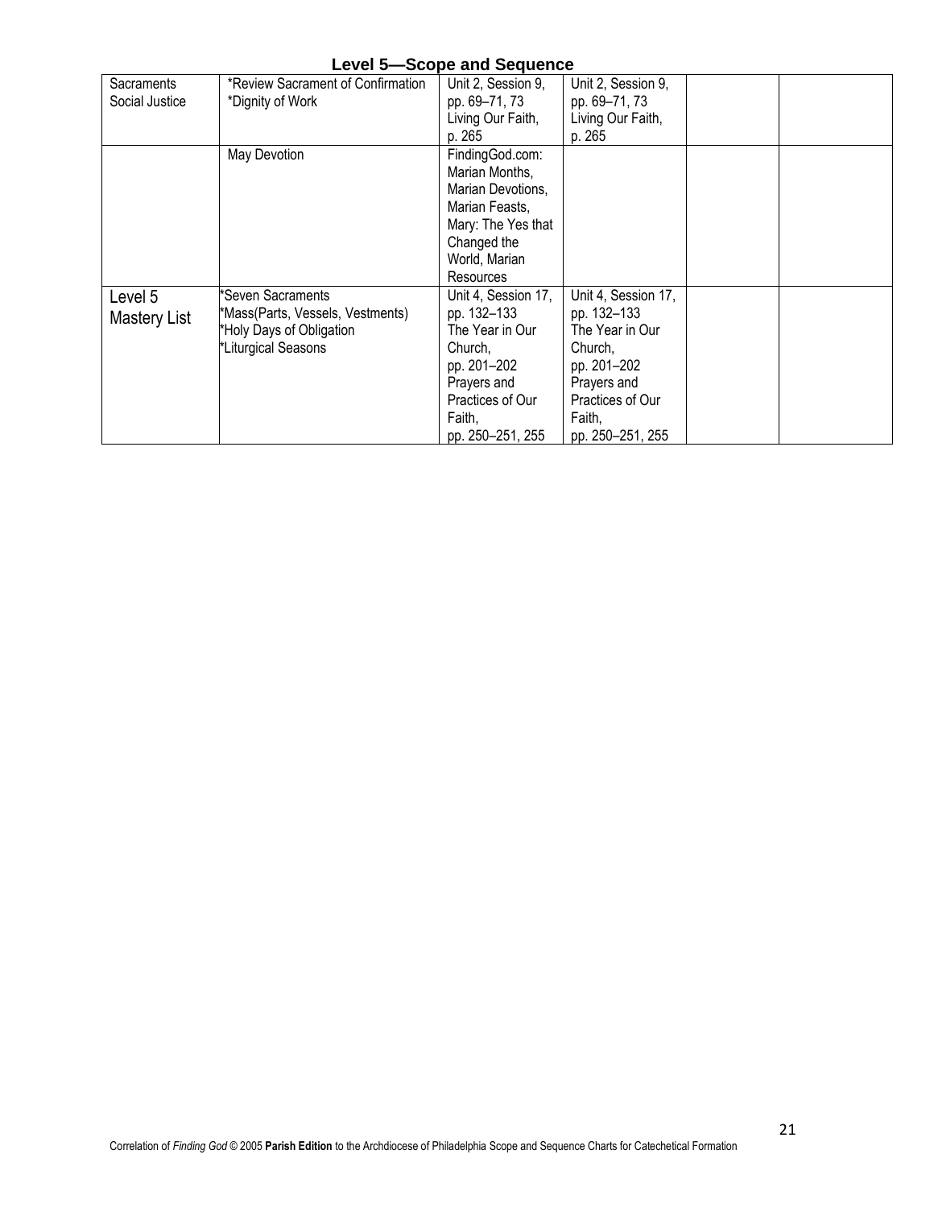## Level 5—Scope and Sequence

| | | | | | |
|---|---|---|---|---|---|
| Sacraments<br>Social Justice | *Review Sacrament of Confirmation<br>*Dignity of Work | Unit 2, Session 9, pp. 69–71, 73<br>Living Our Faith, p. 265 | Unit 2, Session 9, pp. 69–71, 73<br>Living Our Faith, p. 265 | | |
| | May Devotion | FindingGod.com: Marian Months, Marian Devotions, Marian Feasts, Mary: The Yes that Changed the World, Marian Resources | | | |
| Level 5<br>Mastery List | *Seven Sacraments<br>*Mass(Parts, Vessels, Vestments)<br>*Holy Days of Obligation<br>*Liturgical Seasons | Unit 4, Session 17, pp. 132–133<br>The Year in Our Church, pp. 201–202<br>Prayers and Practices of Our Faith, pp. 250–251, 255 | Unit 4, Session 17, pp. 132–133<br>The Year in Our Church, pp. 201–202<br>Prayers and Practices of Our Faith, pp. 250–251, 255 | | |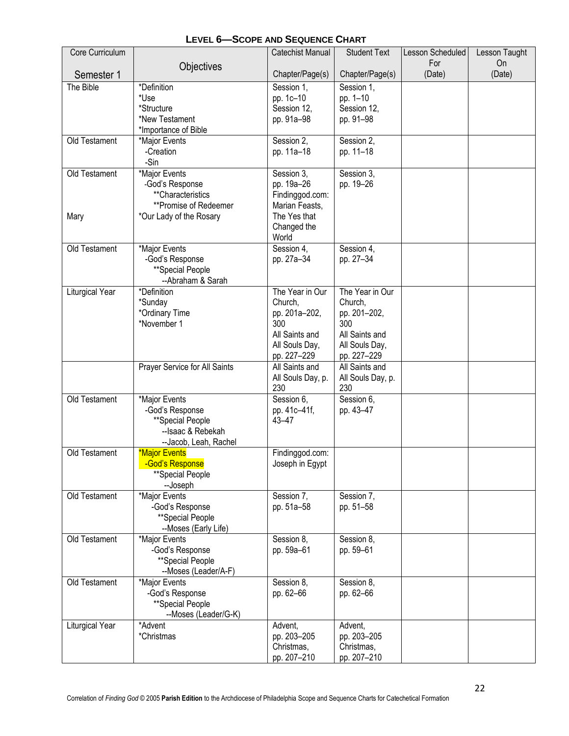## LEVEL 6—SCOPE AND SEQUENCE CHART

| Core Curriculum<br>Semester 1 | Objectives | Catechist Manual<br>Chapter/Page(s) | Student Text<br>Chapter/Page(s) | Lesson Scheduled For (Date) | Lesson Taught On (Date) |
|---|---|---|---|---|---|
| The Bible | *Definition<br>*Use<br>*Structure<br>*New Testament<br>*Importance of Bible | Session 1, pp. 1c–10<br>Session 12, pp. 91a–98 | Session 1, pp. 1–10<br>Session 12, pp. 91–98 | | |
| Old Testament | *Major Events<br>-Creation<br>-Sin | Session 2, pp. 11a–18 | Session 2, pp. 11–18 | | |
| Old Testament<br><br>Mary | *Major Events<br>-God's Response<br>**Characteristics<br>**Promise of Redeemer<br>*Our Lady of the Rosary | Session 3, pp. 19a–26<br>Findinggod.com: Marian Feasts, The Yes that Changed the World | Session 3, pp. 19–26 | | |
| Old Testament | *Major Events<br>-God's Response<br>**Special People<br>--Abraham & Sarah | Session 4, pp. 27a–34 | Session 4, pp. 27–34 | | |
| Liturgical Year | *Definition<br>*Sunday<br>*Ordinary Time<br>*November 1 | The Year in Our Church, pp. 201a–202, 300<br>All Saints and All Souls Day, pp. 227–229 | The Year in Our Church, pp. 201–202, 300<br>All Saints and All Souls Day, pp. 227–229 | | |
| | Prayer Service for All Saints | All Saints and All Souls Day, p. 230 | All Saints and All Souls Day, p. 230 | | |
| Old Testament | *Major Events<br>-God's Response<br>**Special People<br>--Isaac & Rebekah<br>--Jacob, Leah, Rachel | Session 6, pp. 41c–41f, 43–47 | Session 6, pp. 43–47 | | |
| Old Testament | *Major Events<br>-God's Response<br>**Special People<br>--Joseph | Findinggod.com: Joseph in Egypt | | | |
| Old Testament | *Major Events<br>-God's Response<br>**Special People<br>--Moses (Early Life) | Session 7, pp. 51a–58 | Session 7, pp. 51–58 | | |
| Old Testament | *Major Events<br>-God's Response<br>**Special People<br>--Moses (Leader/A-F) | Session 8, pp. 59a–61 | Session 8, pp. 59–61 | | |
| Old Testament | *Major Events<br>-God's Response<br>**Special People<br>--Moses (Leader/G-K) | Session 8, pp. 62–66 | Session 8, pp. 62–66 | | |
| Liturgical Year | *Advent<br>*Christmas | Advent, pp. 203–205<br>Christmas, pp. 207–210 | Advent, pp. 203–205<br>Christmas, pp. 207–210 | | |

Correlation of *Finding God* © 2005 **Parish Edition** to the Archdiocese of Philadelphia Scope and Sequence Charts for Catechetical Formation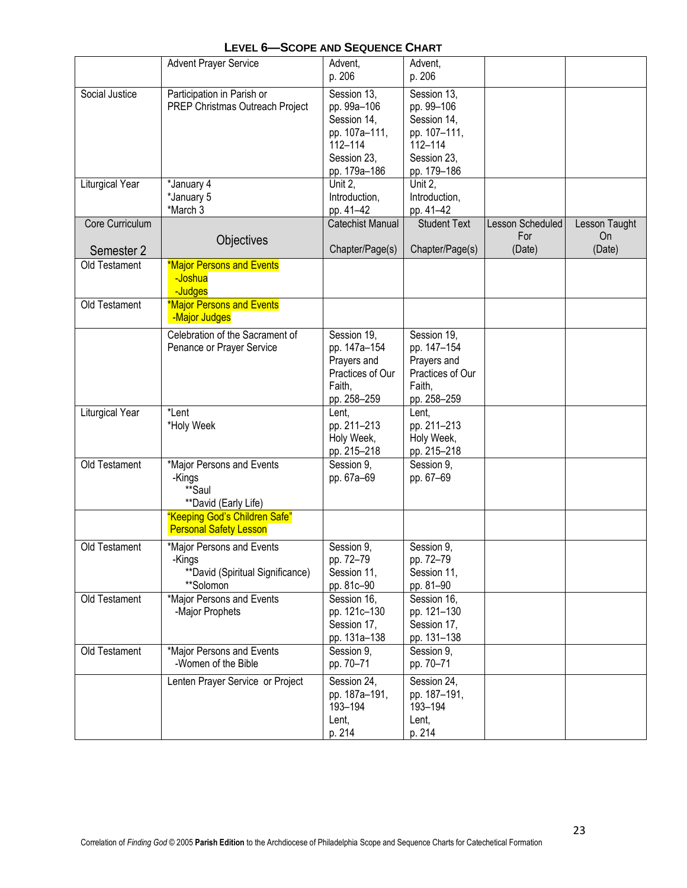## LEVEL 6—SCOPE AND SEQUENCE CHART

| | | | | | |
|---|---|---|---|---|---|
| | Advent Prayer Service | Advent, p. 206 | Advent, p. 206 | | |
| Social Justice | Participation in Parish or PREP Christmas Outreach Project | Session 13, pp. 99a–106 Session 14, pp. 107a–111, 112–114 Session 23, pp. 179a–186 | Session 13, pp. 99–106 Session 14, pp. 107–111, 112–114 Session 23, pp. 179–186 | | |
| Liturgical Year | *January 4 *January 5 *March 3 | Unit 2, Introduction, pp. 41–42 | Unit 2, Introduction, pp. 41–42 | | |
| Core Curriculum Semester 2 | Objectives | Catechist Manual Chapter/Page(s) | Student Text Chapter/Page(s) | Lesson Scheduled For (Date) | Lesson Taught On (Date) |
| Old Testament | *Major Persons and Events -Joshua -Judges | | | | |
| Old Testament | *Major Persons and Events -Major Judges | | | | |
| | Celebration of the Sacrament of Penance or Prayer Service | Session 19, pp. 147a–154 Prayers and Practices of Our Faith, pp. 258–259 | Session 19, pp. 147–154 Prayers and Practices of Our Faith, pp. 258–259 | | |
| Liturgical Year | *Lent *Holy Week | Lent, pp. 211–213 Holy Week, pp. 215–218 | Lent, pp. 211–213 Holy Week, pp. 215–218 | | |
| Old Testament | *Major Persons and Events -Kings **Saul **David (Early Life) | Session 9, pp. 67a–69 | Session 9, pp. 67–69 | | |
| | "Keeping God's Children Safe" Personal Safety Lesson | | | | |
| Old Testament | *Major Persons and Events -Kings **David (Spiritual Significance) **Solomon | Session 9, pp. 72–79 Session 11, pp. 81c–90 | Session 9, pp. 72–79 Session 11, pp. 81–90 | | |
| Old Testament | *Major Persons and Events -Major Prophets | Session 16, pp. 121c–130 Session 17, pp. 131a–138 | Session 16, pp. 121–130 Session 17, pp. 131–138 | | |
| Old Testament | *Major Persons and Events -Women of the Bible | Session 9, pp. 70–71 | Session 9, pp. 70–71 | | |
| | Lenten Prayer Service or Project | Session 24, pp. 187a–191, 193–194 Lent, p. 214 | Session 24, pp. 187–191, 193–194 Lent, p. 214 | | |

Correlation of *Finding God* © 2005 **Parish Edition** to the Archdiocese of Philadelphia Scope and Sequence Charts for Catechetical Formation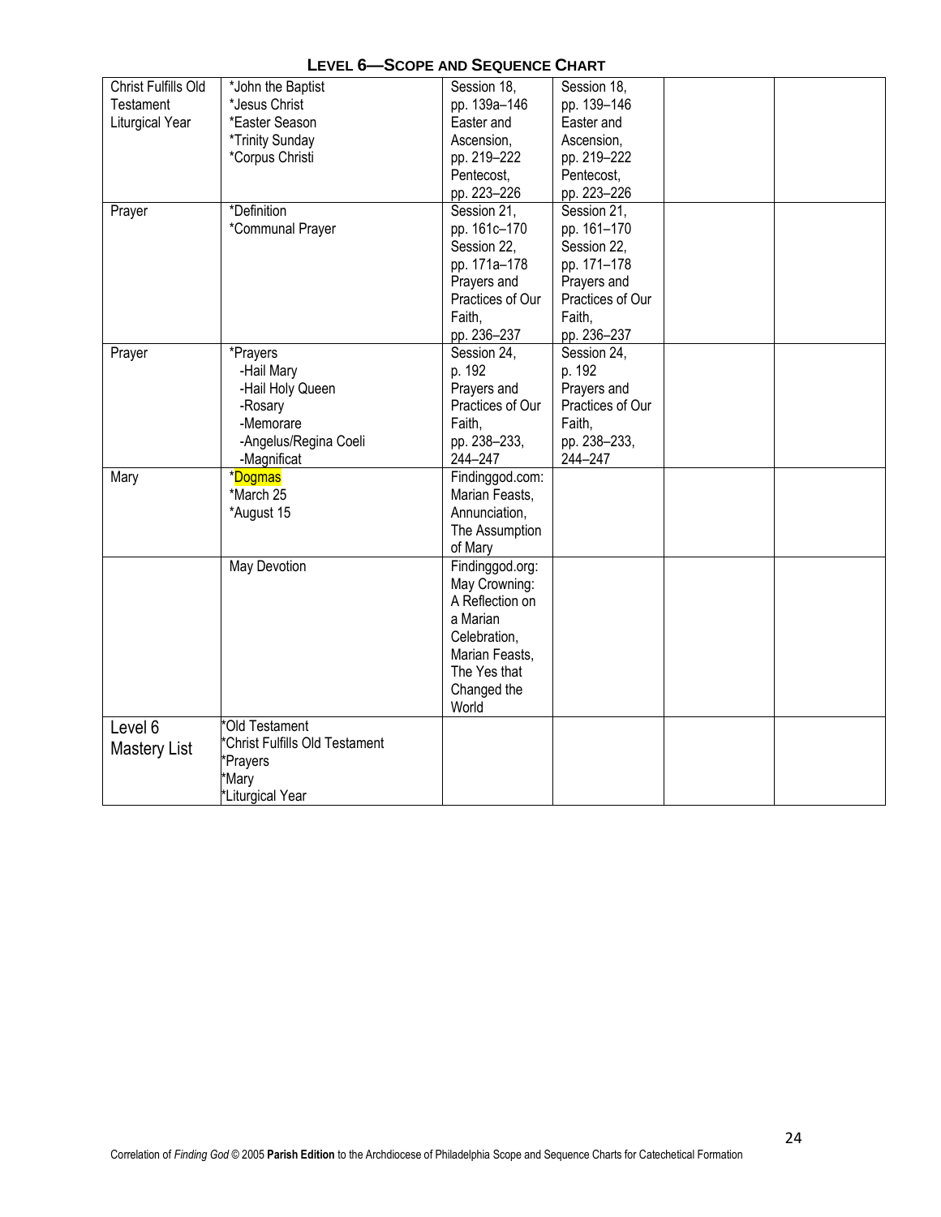## LEVEL 6—SCOPE AND SEQUENCE CHART

| | | | | | |
|---|---|---|---|---|---|
| Christ Fulfills Old Testament<br>Liturgical Year | *John the Baptist<br>*Jesus Christ<br>*Easter Season<br>*Trinity Sunday<br>*Corpus Christi | Session 18, pp. 139a–146<br>Easter and Ascension, pp. 219–222<br>Pentecost, pp. 223–226 | Session 18, pp. 139–146<br>Easter and Ascension, pp. 219–222<br>Pentecost, pp. 223–226 | | |
| Prayer | *Definition<br>*Communal Prayer | Session 21, pp. 161c–170<br>Session 22, pp. 171a–178<br>Prayers and Practices of Our Faith, pp. 236–237 | Session 21, pp. 161–170<br>Session 22, pp. 171–178<br>Prayers and Practices of Our Faith, pp. 236–237 | | |
| Prayer | *Prayers<br>-Hail Mary<br>-Hail Holy Queen<br>-Rosary<br>-Memorare<br>-Angelus/Regina Coeli<br>-Magnificat | Session 24, p. 192<br>Prayers and Practices of Our Faith, pp. 238–233, 244–247 | Session 24, p. 192<br>Prayers and Practices of Our Faith, pp. 238–233, 244–247 | | |
| Mary | *Dogmas<br>*March 25<br>*August 15 | Findinggod.com: Marian Feasts, Annunciation, The Assumption of Mary | | | |
| | May Devotion | Findinggod.org: May Crowning: A Reflection on a Marian Celebration, Marian Feasts, The Yes that Changed the World | | | |
| Level 6 Mastery List | *Old Testament<br>*Christ Fulfills Old Testament<br>*Prayers<br>*Mary<br>*Liturgical Year | | | | |

Correlation of *Finding God* © 2005 **Parish Edition** to the Archdiocese of Philadelphia Scope and Sequence Charts for Catechetical Formation